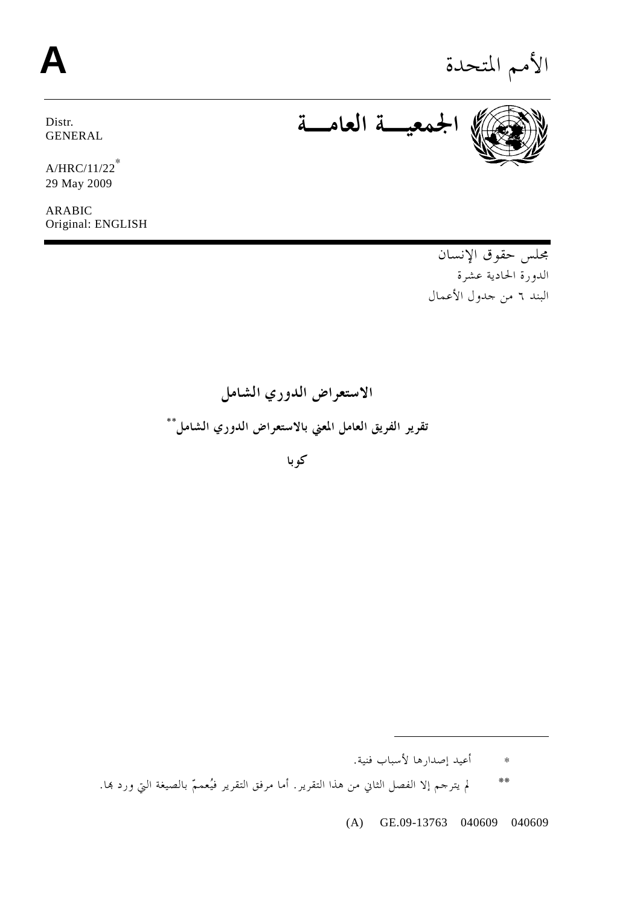A

الأمم المتحدة

Distr.
GENERAL

A/HRC/11/22[*]
29 May 2009

ARABIC
Original: ENGLISH

**الجمعية العامة**

مجلس حقوق الإنسان
الدورة الحادية عشرة
البند ٦ من جدول الأعمال

## الاستعراض الدوري الشامل

### تقرير الفريق العامل المعني بالاستعراض الدوري الشامل[**]

### كوبا

---

* أعيد إصدارها لأسباب فنية.

** لم يترجم إلا الفصل الثاني من هذا التقرير. أما مرفق التقرير فيُعممّ بالصيغة التي ورد بها.

(A) GE.09-13763 040609 040609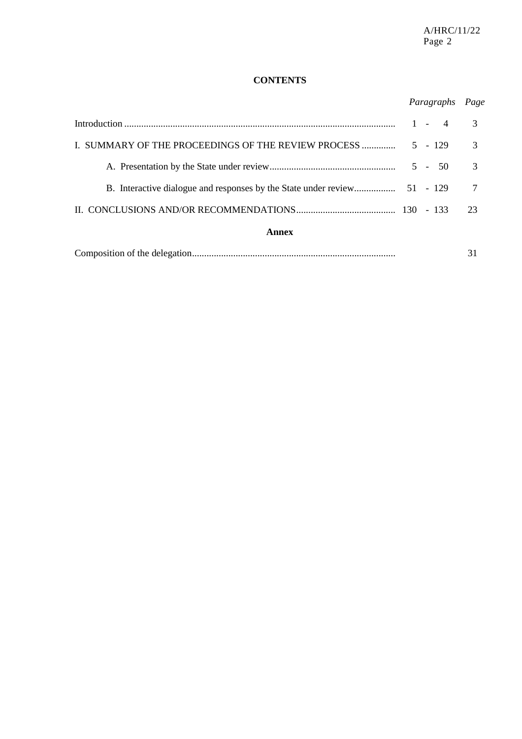# CONTENTS

| | *Paragraphs* | *Page* |
|---|---|---|
| Introduction | 1 - 4 | 3 |
| I. SUMMARY OF THE PROCEEDINGS OF THE REVIEW PROCESS | 5 - 129 | 3 |
| A. Presentation by the State under review | 5 - 50 | 3 |
| B. Interactive dialogue and responses by the State under review | 51 - 129 | 7 |
| II. CONCLUSIONS AND/OR RECOMMENDATIONS | 130 - 133 | 23 |

**Annex**

| | | |
|---|---|---|
| Composition of the delegation | | 31 |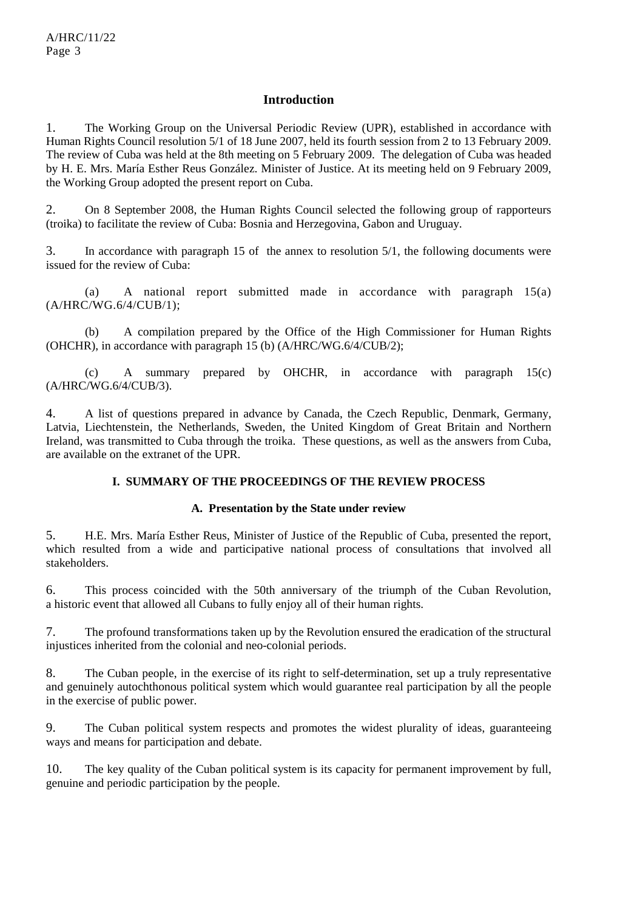## Introduction

1. The Working Group on the Universal Periodic Review (UPR), established in accordance with Human Rights Council resolution 5/1 of 18 June 2007, held its fourth session from 2 to 13 February 2009. The review of Cuba was held at the 8th meeting on 5 February 2009. The delegation of Cuba was headed by H. E. Mrs. María Esther Reus González. Minister of Justice. At its meeting held on 9 February 2009, the Working Group adopted the present report on Cuba.

2. On 8 September 2008, the Human Rights Council selected the following group of rapporteurs (troika) to facilitate the review of Cuba: Bosnia and Herzegovina, Gabon and Uruguay.

3. In accordance with paragraph 15 of the annex to resolution 5/1, the following documents were issued for the review of Cuba:

(a) A national report submitted made in accordance with paragraph 15(a) (A/HRC/WG.6/4/CUB/1);

(b) A compilation prepared by the Office of the High Commissioner for Human Rights (OHCHR), in accordance with paragraph 15 (b) (A/HRC/WG.6/4/CUB/2);

(c) A summary prepared by OHCHR, in accordance with paragraph 15(c) (A/HRC/WG.6/4/CUB/3).

4. A list of questions prepared in advance by Canada, the Czech Republic, Denmark, Germany, Latvia, Liechtenstein, the Netherlands, Sweden, the United Kingdom of Great Britain and Northern Ireland, was transmitted to Cuba through the troika. These questions, as well as the answers from Cuba, are available on the extranet of the UPR.

## I. SUMMARY OF THE PROCEEDINGS OF THE REVIEW PROCESS

### A. Presentation by the State under review

5. H.E. Mrs. María Esther Reus, Minister of Justice of the Republic of Cuba, presented the report, which resulted from a wide and participative national process of consultations that involved all stakeholders.

6. This process coincided with the 50th anniversary of the triumph of the Cuban Revolution, a historic event that allowed all Cubans to fully enjoy all of their human rights.

7. The profound transformations taken up by the Revolution ensured the eradication of the structural injustices inherited from the colonial and neo-colonial periods.

8. The Cuban people, in the exercise of its right to self-determination, set up a truly representative and genuinely autochthonous political system which would guarantee real participation by all the people in the exercise of public power.

9. The Cuban political system respects and promotes the widest plurality of ideas, guaranteeing ways and means for participation and debate.

10. The key quality of the Cuban political system is its capacity for permanent improvement by full, genuine and periodic participation by the people.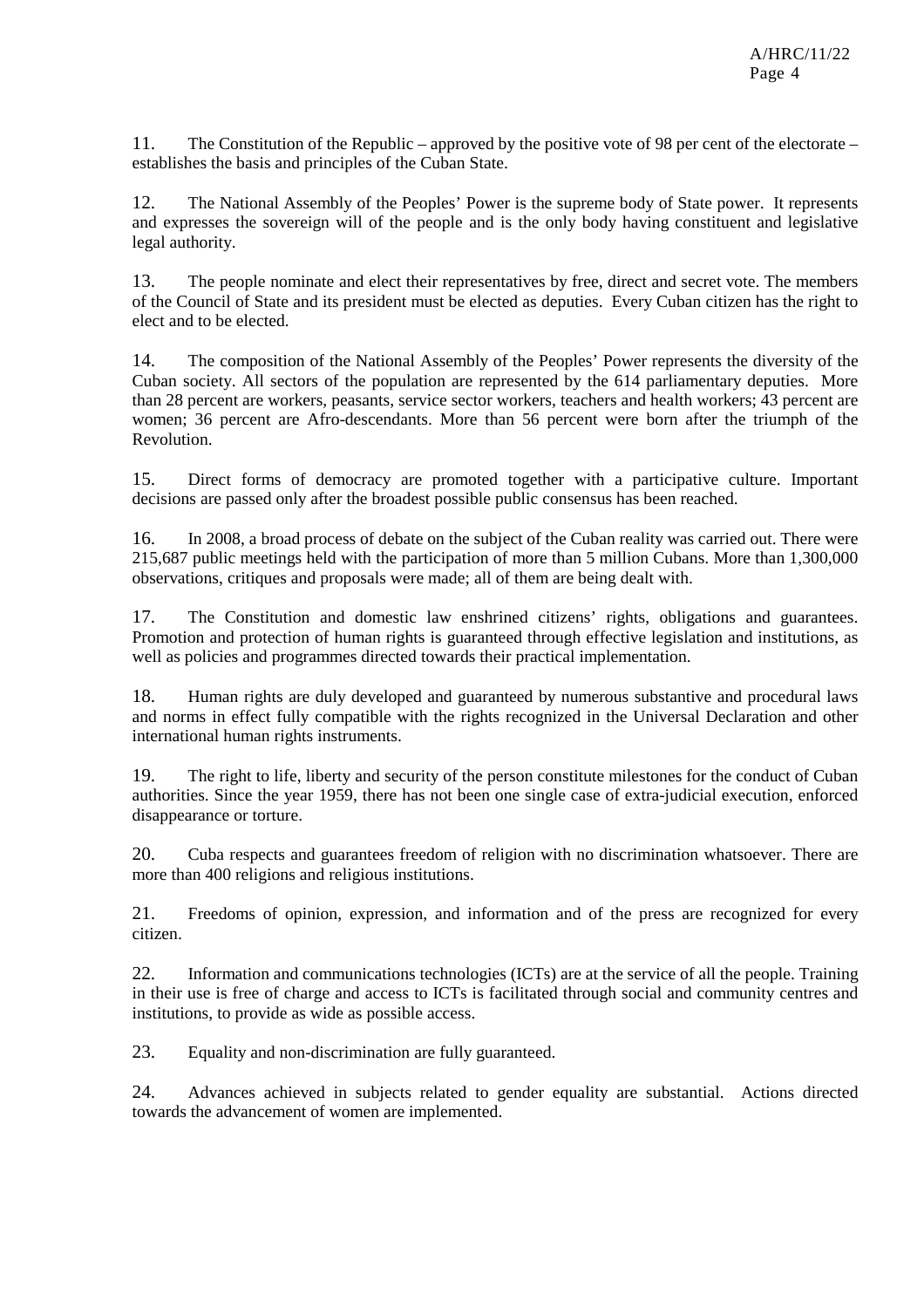11. The Constitution of the Republic – approved by the positive vote of 98 per cent of the electorate – establishes the basis and principles of the Cuban State.

12. The National Assembly of the Peoples' Power is the supreme body of State power. It represents and expresses the sovereign will of the people and is the only body having constituent and legislative legal authority.

13. The people nominate and elect their representatives by free, direct and secret vote. The members of the Council of State and its president must be elected as deputies. Every Cuban citizen has the right to elect and to be elected.

14. The composition of the National Assembly of the Peoples' Power represents the diversity of the Cuban society. All sectors of the population are represented by the 614 parliamentary deputies. More than 28 percent are workers, peasants, service sector workers, teachers and health workers; 43 percent are women; 36 percent are Afro-descendants. More than 56 percent were born after the triumph of the Revolution.

15. Direct forms of democracy are promoted together with a participative culture. Important decisions are passed only after the broadest possible public consensus has been reached.

16. In 2008, a broad process of debate on the subject of the Cuban reality was carried out. There were 215,687 public meetings held with the participation of more than 5 million Cubans. More than 1,300,000 observations, critiques and proposals were made; all of them are being dealt with.

17. The Constitution and domestic law enshrined citizens' rights, obligations and guarantees. Promotion and protection of human rights is guaranteed through effective legislation and institutions, as well as policies and programmes directed towards their practical implementation.

18. Human rights are duly developed and guaranteed by numerous substantive and procedural laws and norms in effect fully compatible with the rights recognized in the Universal Declaration and other international human rights instruments.

19. The right to life, liberty and security of the person constitute milestones for the conduct of Cuban authorities. Since the year 1959, there has not been one single case of extra-judicial execution, enforced disappearance or torture.

20. Cuba respects and guarantees freedom of religion with no discrimination whatsoever. There are more than 400 religions and religious institutions.

21. Freedoms of opinion, expression, and information and of the press are recognized for every citizen.

22. Information and communications technologies (ICTs) are at the service of all the people. Training in their use is free of charge and access to ICTs is facilitated through social and community centres and institutions, to provide as wide as possible access.

23. Equality and non-discrimination are fully guaranteed.

24. Advances achieved in subjects related to gender equality are substantial. Actions directed towards the advancement of women are implemented.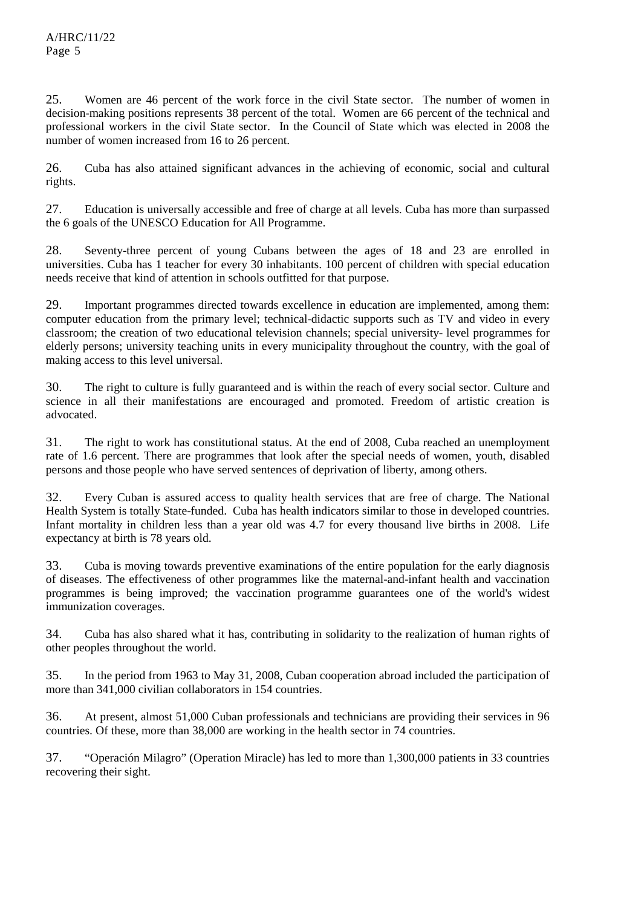25. Women are 46 percent of the work force in the civil State sector. The number of women in decision-making positions represents 38 percent of the total. Women are 66 percent of the technical and professional workers in the civil State sector. In the Council of State which was elected in 2008 the number of women increased from 16 to 26 percent.

26. Cuba has also attained significant advances in the achieving of economic, social and cultural rights.

27. Education is universally accessible and free of charge at all levels. Cuba has more than surpassed the 6 goals of the UNESCO Education for All Programme.

28. Seventy-three percent of young Cubans between the ages of 18 and 23 are enrolled in universities. Cuba has 1 teacher for every 30 inhabitants. 100 percent of children with special education needs receive that kind of attention in schools outfitted for that purpose.

29. Important programmes directed towards excellence in education are implemented, among them: computer education from the primary level; technical-didactic supports such as TV and video in every classroom; the creation of two educational television channels; special university- level programmes for elderly persons; university teaching units in every municipality throughout the country, with the goal of making access to this level universal.

30. The right to culture is fully guaranteed and is within the reach of every social sector. Culture and science in all their manifestations are encouraged and promoted. Freedom of artistic creation is advocated.

31. The right to work has constitutional status. At the end of 2008, Cuba reached an unemployment rate of 1.6 percent. There are programmes that look after the special needs of women, youth, disabled persons and those people who have served sentences of deprivation of liberty, among others.

32. Every Cuban is assured access to quality health services that are free of charge. The National Health System is totally State-funded. Cuba has health indicators similar to those in developed countries. Infant mortality in children less than a year old was 4.7 for every thousand live births in 2008. Life expectancy at birth is 78 years old.

33. Cuba is moving towards preventive examinations of the entire population for the early diagnosis of diseases. The effectiveness of other programmes like the maternal-and-infant health and vaccination programmes is being improved; the vaccination programme guarantees one of the world's widest immunization coverages.

34. Cuba has also shared what it has, contributing in solidarity to the realization of human rights of other peoples throughout the world.

35. In the period from 1963 to May 31, 2008, Cuban cooperation abroad included the participation of more than 341,000 civilian collaborators in 154 countries.

36. At present, almost 51,000 Cuban professionals and technicians are providing their services in 96 countries. Of these, more than 38,000 are working in the health sector in 74 countries.

37. "Operación Milagro" (Operation Miracle) has led to more than 1,300,000 patients in 33 countries recovering their sight.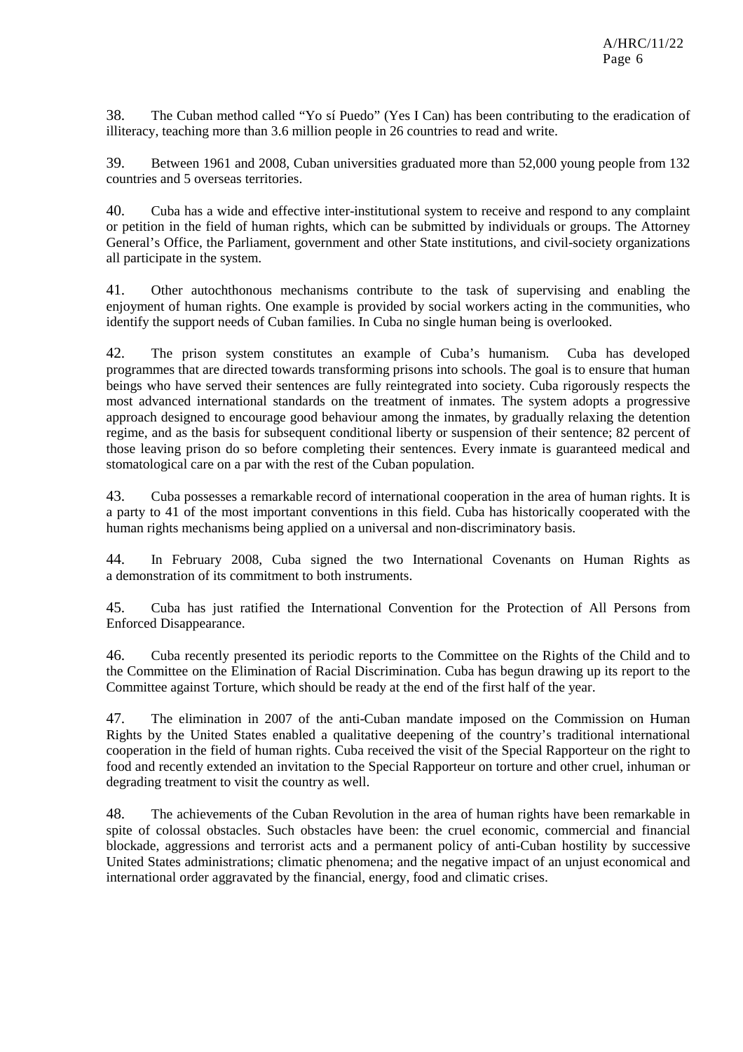38. The Cuban method called "Yo sí Puedo" (Yes I Can) has been contributing to the eradication of illiteracy, teaching more than 3.6 million people in 26 countries to read and write.

39. Between 1961 and 2008, Cuban universities graduated more than 52,000 young people from 132 countries and 5 overseas territories.

40. Cuba has a wide and effective inter-institutional system to receive and respond to any complaint or petition in the field of human rights, which can be submitted by individuals or groups. The Attorney General's Office, the Parliament, government and other State institutions, and civil-society organizations all participate in the system.

41. Other autochthonous mechanisms contribute to the task of supervising and enabling the enjoyment of human rights. One example is provided by social workers acting in the communities, who identify the support needs of Cuban families. In Cuba no single human being is overlooked.

42. The prison system constitutes an example of Cuba's humanism. Cuba has developed programmes that are directed towards transforming prisons into schools. The goal is to ensure that human beings who have served their sentences are fully reintegrated into society. Cuba rigorously respects the most advanced international standards on the treatment of inmates. The system adopts a progressive approach designed to encourage good behaviour among the inmates, by gradually relaxing the detention regime, and as the basis for subsequent conditional liberty or suspension of their sentence; 82 percent of those leaving prison do so before completing their sentences. Every inmate is guaranteed medical and stomatological care on a par with the rest of the Cuban population.

43. Cuba possesses a remarkable record of international cooperation in the area of human rights. It is a party to 41 of the most important conventions in this field. Cuba has historically cooperated with the human rights mechanisms being applied on a universal and non-discriminatory basis.

44. In February 2008, Cuba signed the two International Covenants on Human Rights as a demonstration of its commitment to both instruments.

45. Cuba has just ratified the International Convention for the Protection of All Persons from Enforced Disappearance.

46. Cuba recently presented its periodic reports to the Committee on the Rights of the Child and to the Committee on the Elimination of Racial Discrimination. Cuba has begun drawing up its report to the Committee against Torture, which should be ready at the end of the first half of the year.

47. The elimination in 2007 of the anti-Cuban mandate imposed on the Commission on Human Rights by the United States enabled a qualitative deepening of the country's traditional international cooperation in the field of human rights. Cuba received the visit of the Special Rapporteur on the right to food and recently extended an invitation to the Special Rapporteur on torture and other cruel, inhuman or degrading treatment to visit the country as well.

48. The achievements of the Cuban Revolution in the area of human rights have been remarkable in spite of colossal obstacles. Such obstacles have been: the cruel economic, commercial and financial blockade, aggressions and terrorist acts and a permanent policy of anti-Cuban hostility by successive United States administrations; climatic phenomena; and the negative impact of an unjust economical and international order aggravated by the financial, energy, food and climatic crises.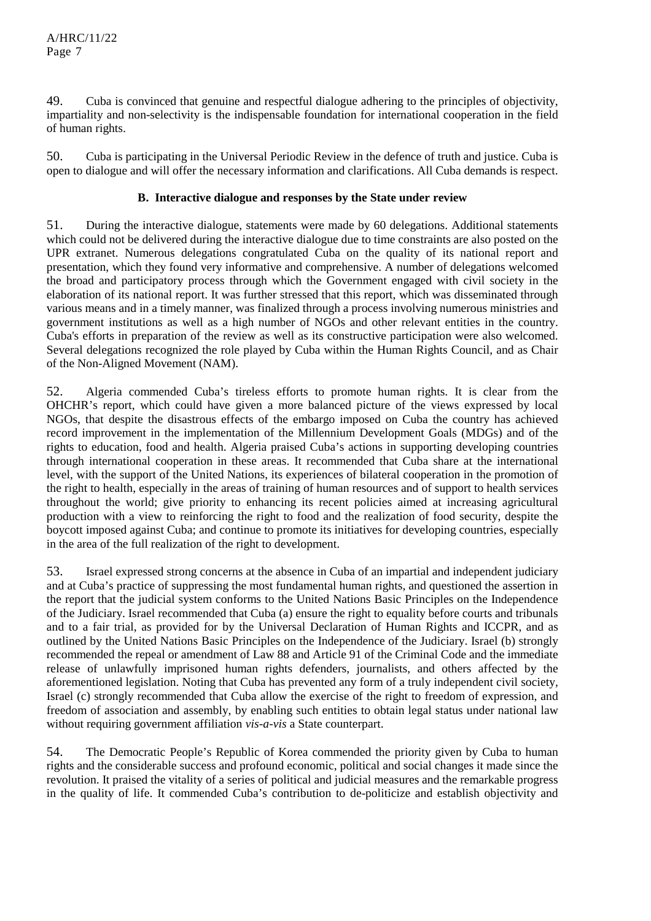49. Cuba is convinced that genuine and respectful dialogue adhering to the principles of objectivity, impartiality and non-selectivity is the indispensable foundation for international cooperation in the field of human rights.

50. Cuba is participating in the Universal Periodic Review in the defence of truth and justice. Cuba is open to dialogue and will offer the necessary information and clarifications. All Cuba demands is respect.

### B. Interactive dialogue and responses by the State under review

51. During the interactive dialogue, statements were made by 60 delegations. Additional statements which could not be delivered during the interactive dialogue due to time constraints are also posted on the UPR extranet. Numerous delegations congratulated Cuba on the quality of its national report and presentation, which they found very informative and comprehensive. A number of delegations welcomed the broad and participatory process through which the Government engaged with civil society in the elaboration of its national report. It was further stressed that this report, which was disseminated through various means and in a timely manner, was finalized through a process involving numerous ministries and government institutions as well as a high number of NGOs and other relevant entities in the country. Cuba's efforts in preparation of the review as well as its constructive participation were also welcomed. Several delegations recognized the role played by Cuba within the Human Rights Council, and as Chair of the Non-Aligned Movement (NAM).

52. Algeria commended Cuba's tireless efforts to promote human rights. It is clear from the OHCHR's report, which could have given a more balanced picture of the views expressed by local NGOs, that despite the disastrous effects of the embargo imposed on Cuba the country has achieved record improvement in the implementation of the Millennium Development Goals (MDGs) and of the rights to education, food and health. Algeria praised Cuba's actions in supporting developing countries through international cooperation in these areas. It recommended that Cuba share at the international level, with the support of the United Nations, its experiences of bilateral cooperation in the promotion of the right to health, especially in the areas of training of human resources and of support to health services throughout the world; give priority to enhancing its recent policies aimed at increasing agricultural production with a view to reinforcing the right to food and the realization of food security, despite the boycott imposed against Cuba; and continue to promote its initiatives for developing countries, especially in the area of the full realization of the right to development.

53. Israel expressed strong concerns at the absence in Cuba of an impartial and independent judiciary and at Cuba's practice of suppressing the most fundamental human rights, and questioned the assertion in the report that the judicial system conforms to the United Nations Basic Principles on the Independence of the Judiciary. Israel recommended that Cuba (a) ensure the right to equality before courts and tribunals and to a fair trial, as provided for by the Universal Declaration of Human Rights and ICCPR, and as outlined by the United Nations Basic Principles on the Independence of the Judiciary. Israel (b) strongly recommended the repeal or amendment of Law 88 and Article 91 of the Criminal Code and the immediate release of unlawfully imprisoned human rights defenders, journalists, and others affected by the aforementioned legislation. Noting that Cuba has prevented any form of a truly independent civil society, Israel (c) strongly recommended that Cuba allow the exercise of the right to freedom of expression, and freedom of association and assembly, by enabling such entities to obtain legal status under national law without requiring government affiliation *vis-a-vis* a State counterpart.

54. The Democratic People's Republic of Korea commended the priority given by Cuba to human rights and the considerable success and profound economic, political and social changes it made since the revolution. It praised the vitality of a series of political and judicial measures and the remarkable progress in the quality of life. It commended Cuba's contribution to de-politicize and establish objectivity and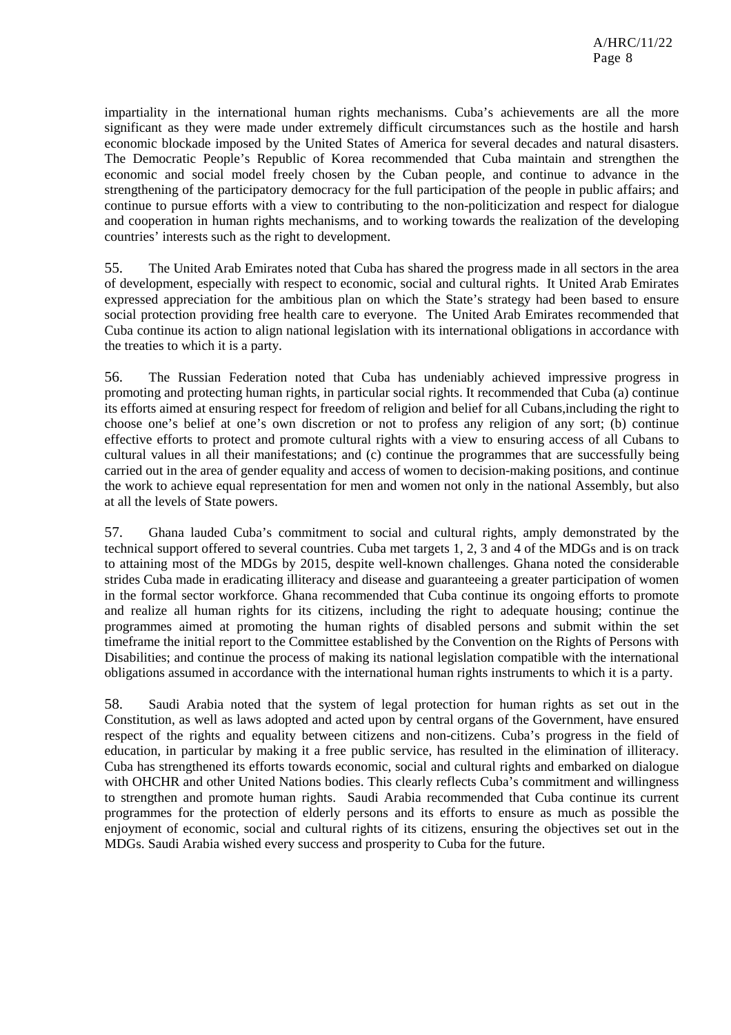impartiality in the international human rights mechanisms. Cuba's achievements are all the more significant as they were made under extremely difficult circumstances such as the hostile and harsh economic blockade imposed by the United States of America for several decades and natural disasters. The Democratic People's Republic of Korea recommended that Cuba maintain and strengthen the economic and social model freely chosen by the Cuban people, and continue to advance in the strengthening of the participatory democracy for the full participation of the people in public affairs; and continue to pursue efforts with a view to contributing to the non-politicization and respect for dialogue and cooperation in human rights mechanisms, and to working towards the realization of the developing countries' interests such as the right to development.

55. The United Arab Emirates noted that Cuba has shared the progress made in all sectors in the area of development, especially with respect to economic, social and cultural rights. It United Arab Emirates expressed appreciation for the ambitious plan on which the State's strategy had been based to ensure social protection providing free health care to everyone. The United Arab Emirates recommended that Cuba continue its action to align national legislation with its international obligations in accordance with the treaties to which it is a party.

56. The Russian Federation noted that Cuba has undeniably achieved impressive progress in promoting and protecting human rights, in particular social rights. It recommended that Cuba (a) continue its efforts aimed at ensuring respect for freedom of religion and belief for all Cubans,including the right to choose one's belief at one's own discretion or not to profess any religion of any sort; (b) continue effective efforts to protect and promote cultural rights with a view to ensuring access of all Cubans to cultural values in all their manifestations; and (c) continue the programmes that are successfully being carried out in the area of gender equality and access of women to decision-making positions, and continue the work to achieve equal representation for men and women not only in the national Assembly, but also at all the levels of State powers.

57. Ghana lauded Cuba's commitment to social and cultural rights, amply demonstrated by the technical support offered to several countries. Cuba met targets 1, 2, 3 and 4 of the MDGs and is on track to attaining most of the MDGs by 2015, despite well-known challenges. Ghana noted the considerable strides Cuba made in eradicating illiteracy and disease and guaranteeing a greater participation of women in the formal sector workforce. Ghana recommended that Cuba continue its ongoing efforts to promote and realize all human rights for its citizens, including the right to adequate housing; continue the programmes aimed at promoting the human rights of disabled persons and submit within the set timeframe the initial report to the Committee established by the Convention on the Rights of Persons with Disabilities; and continue the process of making its national legislation compatible with the international obligations assumed in accordance with the international human rights instruments to which it is a party.

58. Saudi Arabia noted that the system of legal protection for human rights as set out in the Constitution, as well as laws adopted and acted upon by central organs of the Government, have ensured respect of the rights and equality between citizens and non-citizens. Cuba's progress in the field of education, in particular by making it a free public service, has resulted in the elimination of illiteracy. Cuba has strengthened its efforts towards economic, social and cultural rights and embarked on dialogue with OHCHR and other United Nations bodies. This clearly reflects Cuba's commitment and willingness to strengthen and promote human rights. Saudi Arabia recommended that Cuba continue its current programmes for the protection of elderly persons and its efforts to ensure as much as possible the enjoyment of economic, social and cultural rights of its citizens, ensuring the objectives set out in the MDGs. Saudi Arabia wished every success and prosperity to Cuba for the future.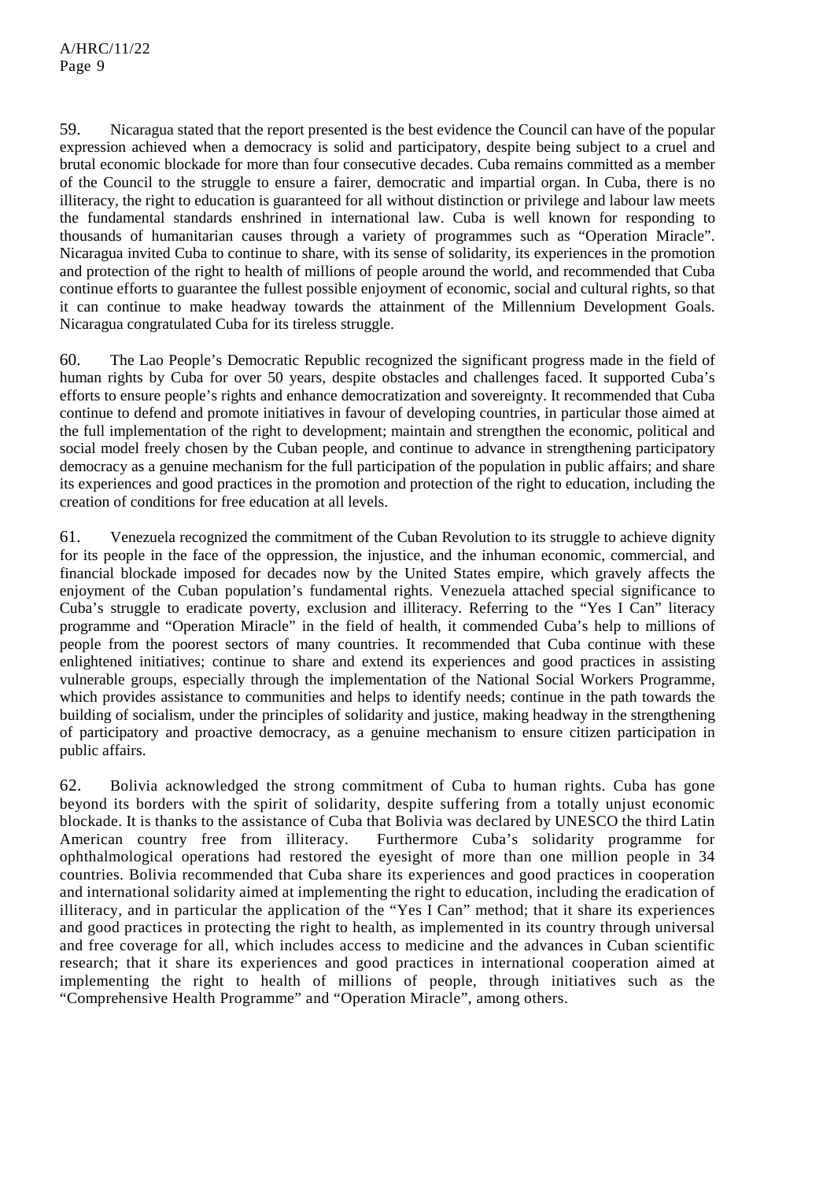59. Nicaragua stated that the report presented is the best evidence the Council can have of the popular expression achieved when a democracy is solid and participatory, despite being subject to a cruel and brutal economic blockade for more than four consecutive decades. Cuba remains committed as a member of the Council to the struggle to ensure a fairer, democratic and impartial organ. In Cuba, there is no illiteracy, the right to education is guaranteed for all without distinction or privilege and labour law meets the fundamental standards enshrined in international law. Cuba is well known for responding to thousands of humanitarian causes through a variety of programmes such as "Operation Miracle". Nicaragua invited Cuba to continue to share, with its sense of solidarity, its experiences in the promotion and protection of the right to health of millions of people around the world, and recommended that Cuba continue efforts to guarantee the fullest possible enjoyment of economic, social and cultural rights, so that it can continue to make headway towards the attainment of the Millennium Development Goals. Nicaragua congratulated Cuba for its tireless struggle.

60. The Lao People's Democratic Republic recognized the significant progress made in the field of human rights by Cuba for over 50 years, despite obstacles and challenges faced. It supported Cuba's efforts to ensure people's rights and enhance democratization and sovereignty. It recommended that Cuba continue to defend and promote initiatives in favour of developing countries, in particular those aimed at the full implementation of the right to development; maintain and strengthen the economic, political and social model freely chosen by the Cuban people, and continue to advance in strengthening participatory democracy as a genuine mechanism for the full participation of the population in public affairs; and share its experiences and good practices in the promotion and protection of the right to education, including the creation of conditions for free education at all levels.

61. Venezuela recognized the commitment of the Cuban Revolution to its struggle to achieve dignity for its people in the face of the oppression, the injustice, and the inhuman economic, commercial, and financial blockade imposed for decades now by the United States empire, which gravely affects the enjoyment of the Cuban population's fundamental rights. Venezuela attached special significance to Cuba's struggle to eradicate poverty, exclusion and illiteracy. Referring to the "Yes I Can" literacy programme and "Operation Miracle" in the field of health, it commended Cuba's help to millions of people from the poorest sectors of many countries. It recommended that Cuba continue with these enlightened initiatives; continue to share and extend its experiences and good practices in assisting vulnerable groups, especially through the implementation of the National Social Workers Programme, which provides assistance to communities and helps to identify needs; continue in the path towards the building of socialism, under the principles of solidarity and justice, making headway in the strengthening of participatory and proactive democracy, as a genuine mechanism to ensure citizen participation in public affairs.

62. Bolivia acknowledged the strong commitment of Cuba to human rights. Cuba has gone beyond its borders with the spirit of solidarity, despite suffering from a totally unjust economic blockade. It is thanks to the assistance of Cuba that Bolivia was declared by UNESCO the third Latin American country free from illiteracy. Furthermore Cuba's solidarity programme for ophthalmological operations had restored the eyesight of more than one million people in 34 countries. Bolivia recommended that Cuba share its experiences and good practices in cooperation and international solidarity aimed at implementing the right to education, including the eradication of illiteracy, and in particular the application of the "Yes I Can" method; that it share its experiences and good practices in protecting the right to health, as implemented in its country through universal and free coverage for all, which includes access to medicine and the advances in Cuban scientific research; that it share its experiences and good practices in international cooperation aimed at implementing the right to health of millions of people, through initiatives such as the "Comprehensive Health Programme" and "Operation Miracle", among others.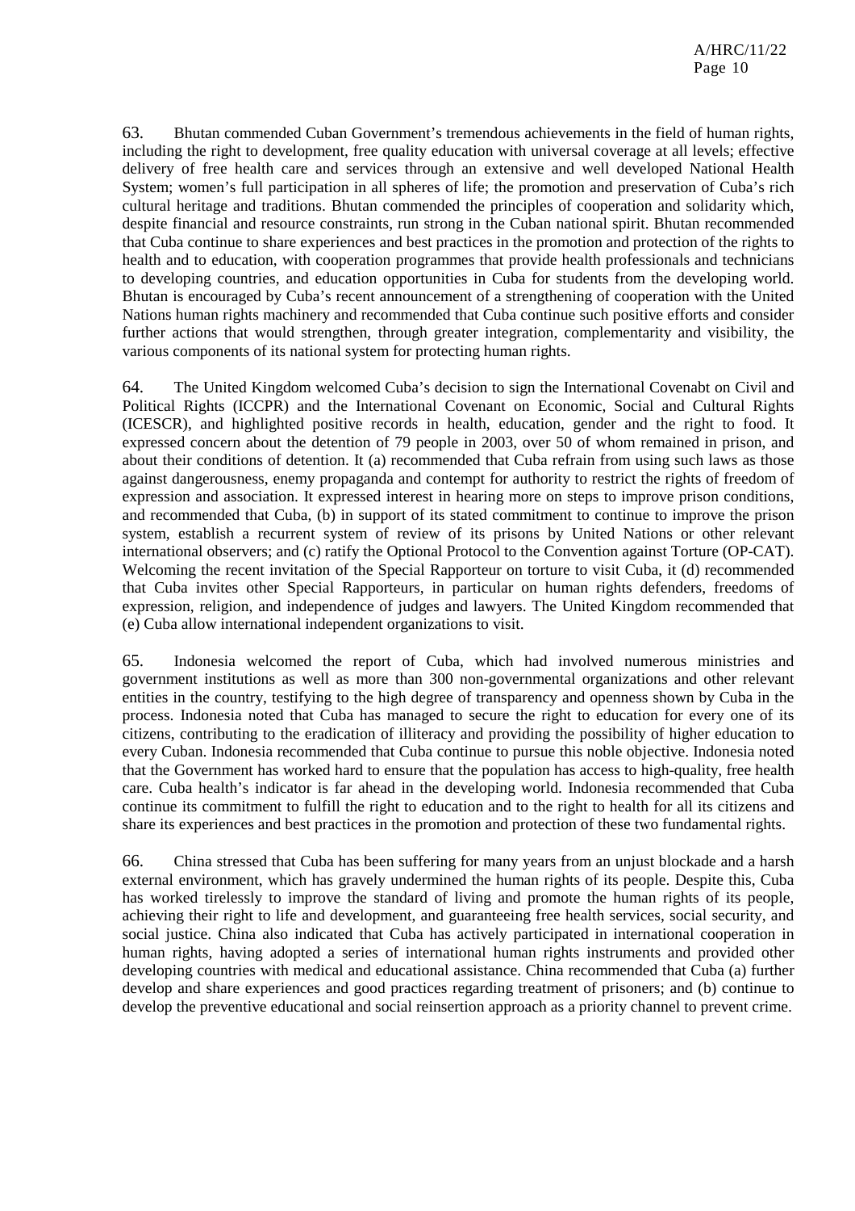63. Bhutan commended Cuban Government's tremendous achievements in the field of human rights, including the right to development, free quality education with universal coverage at all levels; effective delivery of free health care and services through an extensive and well developed National Health System; women's full participation in all spheres of life; the promotion and preservation of Cuba's rich cultural heritage and traditions. Bhutan commended the principles of cooperation and solidarity which, despite financial and resource constraints, run strong in the Cuban national spirit. Bhutan recommended that Cuba continue to share experiences and best practices in the promotion and protection of the rights to health and to education, with cooperation programmes that provide health professionals and technicians to developing countries, and education opportunities in Cuba for students from the developing world. Bhutan is encouraged by Cuba's recent announcement of a strengthening of cooperation with the United Nations human rights machinery and recommended that Cuba continue such positive efforts and consider further actions that would strengthen, through greater integration, complementarity and visibility, the various components of its national system for protecting human rights.

64. The United Kingdom welcomed Cuba's decision to sign the International Covenabt on Civil and Political Rights (ICCPR) and the International Covenant on Economic, Social and Cultural Rights (ICESCR), and highlighted positive records in health, education, gender and the right to food. It expressed concern about the detention of 79 people in 2003, over 50 of whom remained in prison, and about their conditions of detention. It (a) recommended that Cuba refrain from using such laws as those against dangerousness, enemy propaganda and contempt for authority to restrict the rights of freedom of expression and association. It expressed interest in hearing more on steps to improve prison conditions, and recommended that Cuba, (b) in support of its stated commitment to continue to improve the prison system, establish a recurrent system of review of its prisons by United Nations or other relevant international observers; and (c) ratify the Optional Protocol to the Convention against Torture (OP-CAT). Welcoming the recent invitation of the Special Rapporteur on torture to visit Cuba, it (d) recommended that Cuba invites other Special Rapporteurs, in particular on human rights defenders, freedoms of expression, religion, and independence of judges and lawyers. The United Kingdom recommended that (e) Cuba allow international independent organizations to visit.

65. Indonesia welcomed the report of Cuba, which had involved numerous ministries and government institutions as well as more than 300 non-governmental organizations and other relevant entities in the country, testifying to the high degree of transparency and openness shown by Cuba in the process. Indonesia noted that Cuba has managed to secure the right to education for every one of its citizens, contributing to the eradication of illiteracy and providing the possibility of higher education to every Cuban. Indonesia recommended that Cuba continue to pursue this noble objective. Indonesia noted that the Government has worked hard to ensure that the population has access to high-quality, free health care. Cuba health's indicator is far ahead in the developing world. Indonesia recommended that Cuba continue its commitment to fulfill the right to education and to the right to health for all its citizens and share its experiences and best practices in the promotion and protection of these two fundamental rights.

66. China stressed that Cuba has been suffering for many years from an unjust blockade and a harsh external environment, which has gravely undermined the human rights of its people. Despite this, Cuba has worked tirelessly to improve the standard of living and promote the human rights of its people, achieving their right to life and development, and guaranteeing free health services, social security, and social justice. China also indicated that Cuba has actively participated in international cooperation in human rights, having adopted a series of international human rights instruments and provided other developing countries with medical and educational assistance. China recommended that Cuba (a) further develop and share experiences and good practices regarding treatment of prisoners; and (b) continue to develop the preventive educational and social reinsertion approach as a priority channel to prevent crime.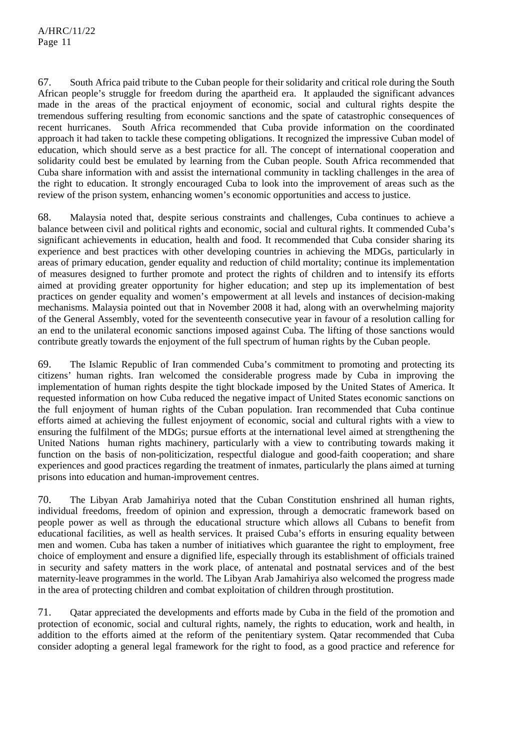67. South Africa paid tribute to the Cuban people for their solidarity and critical role during the South African people's struggle for freedom during the apartheid era. It applauded the significant advances made in the areas of the practical enjoyment of economic, social and cultural rights despite the tremendous suffering resulting from economic sanctions and the spate of catastrophic consequences of recent hurricanes. South Africa recommended that Cuba provide information on the coordinated approach it had taken to tackle these competing obligations. It recognized the impressive Cuban model of education, which should serve as a best practice for all. The concept of international cooperation and solidarity could best be emulated by learning from the Cuban people. South Africa recommended that Cuba share information with and assist the international community in tackling challenges in the area of the right to education. It strongly encouraged Cuba to look into the improvement of areas such as the review of the prison system, enhancing women's economic opportunities and access to justice.

68. Malaysia noted that, despite serious constraints and challenges, Cuba continues to achieve a balance between civil and political rights and economic, social and cultural rights. It commended Cuba's significant achievements in education, health and food. It recommended that Cuba consider sharing its experience and best practices with other developing countries in achieving the MDGs, particularly in areas of primary education, gender equality and reduction of child mortality; continue its implementation of measures designed to further promote and protect the rights of children and to intensify its efforts aimed at providing greater opportunity for higher education; and step up its implementation of best practices on gender equality and women's empowerment at all levels and instances of decision-making mechanisms. Malaysia pointed out that in November 2008 it had, along with an overwhelming majority of the General Assembly, voted for the seventeenth consecutive year in favour of a resolution calling for an end to the unilateral economic sanctions imposed against Cuba. The lifting of those sanctions would contribute greatly towards the enjoyment of the full spectrum of human rights by the Cuban people.

69. The Islamic Republic of Iran commended Cuba's commitment to promoting and protecting its citizens' human rights. Iran welcomed the considerable progress made by Cuba in improving the implementation of human rights despite the tight blockade imposed by the United States of America. It requested information on how Cuba reduced the negative impact of United States economic sanctions on the full enjoyment of human rights of the Cuban population. Iran recommended that Cuba continue efforts aimed at achieving the fullest enjoyment of economic, social and cultural rights with a view to ensuring the fulfilment of the MDGs; pursue efforts at the international level aimed at strengthening the United Nations human rights machinery, particularly with a view to contributing towards making it function on the basis of non-politicization, respectful dialogue and good-faith cooperation; and share experiences and good practices regarding the treatment of inmates, particularly the plans aimed at turning prisons into education and human-improvement centres.

70. The Libyan Arab Jamahiriya noted that the Cuban Constitution enshrined all human rights, individual freedoms, freedom of opinion and expression, through a democratic framework based on people power as well as through the educational structure which allows all Cubans to benefit from educational facilities, as well as health services. It praised Cuba's efforts in ensuring equality between men and women. Cuba has taken a number of initiatives which guarantee the right to employment, free choice of employment and ensure a dignified life, especially through its establishment of officials trained in security and safety matters in the work place, of antenatal and postnatal services and of the best maternity-leave programmes in the world. The Libyan Arab Jamahiriya also welcomed the progress made in the area of protecting children and combat exploitation of children through prostitution.

71. Qatar appreciated the developments and efforts made by Cuba in the field of the promotion and protection of economic, social and cultural rights, namely, the rights to education, work and health, in addition to the efforts aimed at the reform of the penitentiary system. Qatar recommended that Cuba consider adopting a general legal framework for the right to food, as a good practice and reference for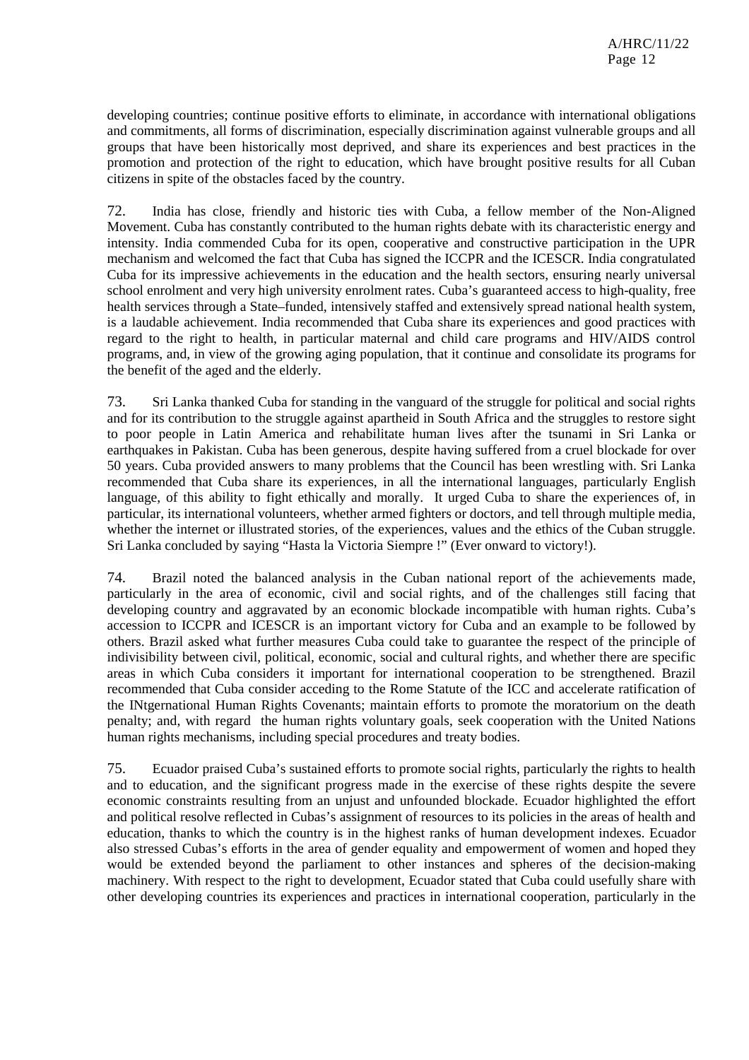developing countries; continue positive efforts to eliminate, in accordance with international obligations and commitments, all forms of discrimination, especially discrimination against vulnerable groups and all groups that have been historically most deprived, and share its experiences and best practices in the promotion and protection of the right to education, which have brought positive results for all Cuban citizens in spite of the obstacles faced by the country.

72. India has close, friendly and historic ties with Cuba, a fellow member of the Non-Aligned Movement. Cuba has constantly contributed to the human rights debate with its characteristic energy and intensity. India commended Cuba for its open, cooperative and constructive participation in the UPR mechanism and welcomed the fact that Cuba has signed the ICCPR and the ICESCR. India congratulated Cuba for its impressive achievements in the education and the health sectors, ensuring nearly universal school enrolment and very high university enrolment rates. Cuba's guaranteed access to high-quality, free health services through a State–funded, intensively staffed and extensively spread national health system, is a laudable achievement. India recommended that Cuba share its experiences and good practices with regard to the right to health, in particular maternal and child care programs and HIV/AIDS control programs, and, in view of the growing aging population, that it continue and consolidate its programs for the benefit of the aged and the elderly.

73. Sri Lanka thanked Cuba for standing in the vanguard of the struggle for political and social rights and for its contribution to the struggle against apartheid in South Africa and the struggles to restore sight to poor people in Latin America and rehabilitate human lives after the tsunami in Sri Lanka or earthquakes in Pakistan. Cuba has been generous, despite having suffered from a cruel blockade for over 50 years. Cuba provided answers to many problems that the Council has been wrestling with. Sri Lanka recommended that Cuba share its experiences, in all the international languages, particularly English language, of this ability to fight ethically and morally. It urged Cuba to share the experiences of, in particular, its international volunteers, whether armed fighters or doctors, and tell through multiple media, whether the internet or illustrated stories, of the experiences, values and the ethics of the Cuban struggle. Sri Lanka concluded by saying "Hasta la Victoria Siempre !" (Ever onward to victory!).

74. Brazil noted the balanced analysis in the Cuban national report of the achievements made, particularly in the area of economic, civil and social rights, and of the challenges still facing that developing country and aggravated by an economic blockade incompatible with human rights. Cuba's accession to ICCPR and ICESCR is an important victory for Cuba and an example to be followed by others. Brazil asked what further measures Cuba could take to guarantee the respect of the principle of indivisibility between civil, political, economic, social and cultural rights, and whether there are specific areas in which Cuba considers it important for international cooperation to be strengthened. Brazil recommended that Cuba consider acceding to the Rome Statute of the ICC and accelerate ratification of the INtgernational Human Rights Covenants; maintain efforts to promote the moratorium on the death penalty; and, with regard the human rights voluntary goals, seek cooperation with the United Nations human rights mechanisms, including special procedures and treaty bodies.

75. Ecuador praised Cuba's sustained efforts to promote social rights, particularly the rights to health and to education, and the significant progress made in the exercise of these rights despite the severe economic constraints resulting from an unjust and unfounded blockade. Ecuador highlighted the effort and political resolve reflected in Cubas's assignment of resources to its policies in the areas of health and education, thanks to which the country is in the highest ranks of human development indexes. Ecuador also stressed Cubas's efforts in the area of gender equality and empowerment of women and hoped they would be extended beyond the parliament to other instances and spheres of the decision-making machinery. With respect to the right to development, Ecuador stated that Cuba could usefully share with other developing countries its experiences and practices in international cooperation, particularly in the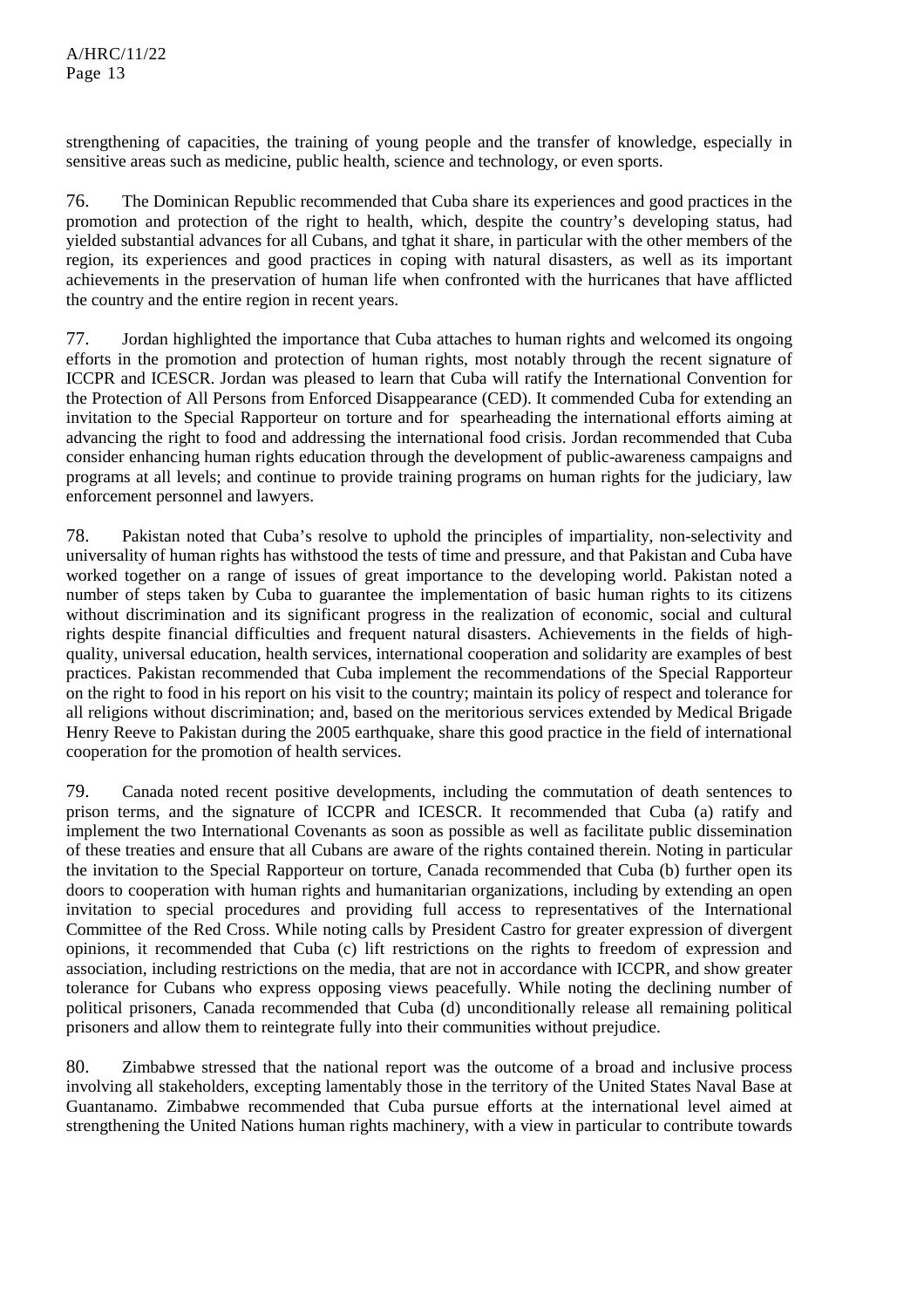strengthening of capacities, the training of young people and the transfer of knowledge, especially in sensitive areas such as medicine, public health, science and technology, or even sports.

76. The Dominican Republic recommended that Cuba share its experiences and good practices in the promotion and protection of the right to health, which, despite the country's developing status, had yielded substantial advances for all Cubans, and tghat it share, in particular with the other members of the region, its experiences and good practices in coping with natural disasters, as well as its important achievements in the preservation of human life when confronted with the hurricanes that have afflicted the country and the entire region in recent years.

77. Jordan highlighted the importance that Cuba attaches to human rights and welcomed its ongoing efforts in the promotion and protection of human rights, most notably through the recent signature of ICCPR and ICESCR. Jordan was pleased to learn that Cuba will ratify the International Convention for the Protection of All Persons from Enforced Disappearance (CED). It commended Cuba for extending an invitation to the Special Rapporteur on torture and for spearheading the international efforts aiming at advancing the right to food and addressing the international food crisis. Jordan recommended that Cuba consider enhancing human rights education through the development of public-awareness campaigns and programs at all levels; and continue to provide training programs on human rights for the judiciary, law enforcement personnel and lawyers.

78. Pakistan noted that Cuba's resolve to uphold the principles of impartiality, non-selectivity and universality of human rights has withstood the tests of time and pressure, and that Pakistan and Cuba have worked together on a range of issues of great importance to the developing world. Pakistan noted a number of steps taken by Cuba to guarantee the implementation of basic human rights to its citizens without discrimination and its significant progress in the realization of economic, social and cultural rights despite financial difficulties and frequent natural disasters. Achievements in the fields of high-quality, universal education, health services, international cooperation and solidarity are examples of best practices. Pakistan recommended that Cuba implement the recommendations of the Special Rapporteur on the right to food in his report on his visit to the country; maintain its policy of respect and tolerance for all religions without discrimination; and, based on the meritorious services extended by Medical Brigade Henry Reeve to Pakistan during the 2005 earthquake, share this good practice in the field of international cooperation for the promotion of health services.

79. Canada noted recent positive developments, including the commutation of death sentences to prison terms, and the signature of ICCPR and ICESCR. It recommended that Cuba (a) ratify and implement the two International Covenants as soon as possible as well as facilitate public dissemination of these treaties and ensure that all Cubans are aware of the rights contained therein. Noting in particular the invitation to the Special Rapporteur on torture, Canada recommended that Cuba (b) further open its doors to cooperation with human rights and humanitarian organizations, including by extending an open invitation to special procedures and providing full access to representatives of the International Committee of the Red Cross. While noting calls by President Castro for greater expression of divergent opinions, it recommended that Cuba (c) lift restrictions on the rights to freedom of expression and association, including restrictions on the media, that are not in accordance with ICCPR, and show greater tolerance for Cubans who express opposing views peacefully. While noting the declining number of political prisoners, Canada recommended that Cuba (d) unconditionally release all remaining political prisoners and allow them to reintegrate fully into their communities without prejudice.

80. Zimbabwe stressed that the national report was the outcome of a broad and inclusive process involving all stakeholders, excepting lamentably those in the territory of the United States Naval Base at Guantanamo. Zimbabwe recommended that Cuba pursue efforts at the international level aimed at strengthening the United Nations human rights machinery, with a view in particular to contribute towards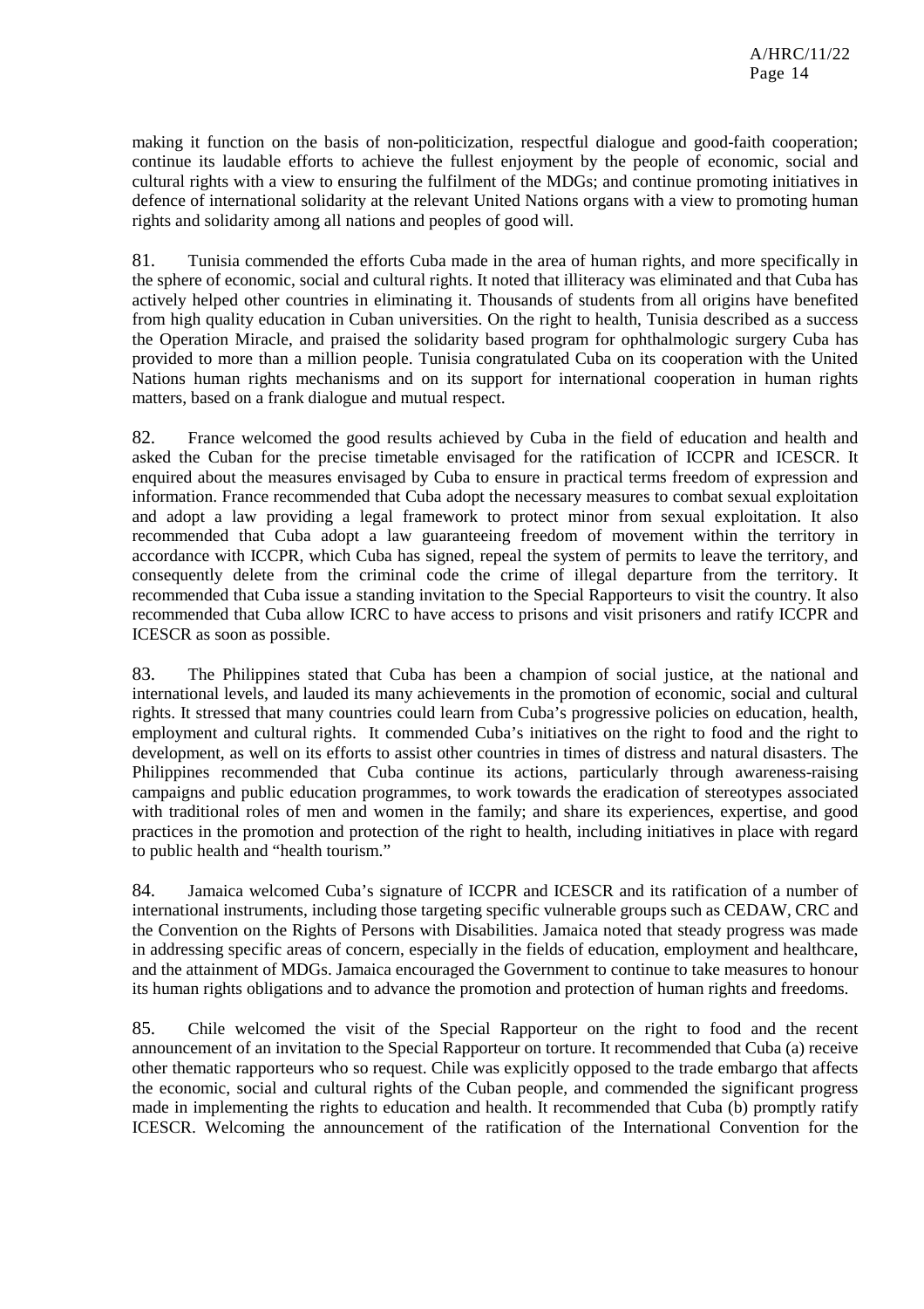making it function on the basis of non-politicization, respectful dialogue and good-faith cooperation; continue its laudable efforts to achieve the fullest enjoyment by the people of economic, social and cultural rights with a view to ensuring the fulfilment of the MDGs; and continue promoting initiatives in defence of international solidarity at the relevant United Nations organs with a view to promoting human rights and solidarity among all nations and peoples of good will.

81. Tunisia commended the efforts Cuba made in the area of human rights, and more specifically in the sphere of economic, social and cultural rights. It noted that illiteracy was eliminated and that Cuba has actively helped other countries in eliminating it. Thousands of students from all origins have benefited from high quality education in Cuban universities. On the right to health, Tunisia described as a success the Operation Miracle, and praised the solidarity based program for ophthalmologic surgery Cuba has provided to more than a million people. Tunisia congratulated Cuba on its cooperation with the United Nations human rights mechanisms and on its support for international cooperation in human rights matters, based on a frank dialogue and mutual respect.

82. France welcomed the good results achieved by Cuba in the field of education and health and asked the Cuban for the precise timetable envisaged for the ratification of ICCPR and ICESCR. It enquired about the measures envisaged by Cuba to ensure in practical terms freedom of expression and information. France recommended that Cuba adopt the necessary measures to combat sexual exploitation and adopt a law providing a legal framework to protect minor from sexual exploitation. It also recommended that Cuba adopt a law guaranteeing freedom of movement within the territory in accordance with ICCPR, which Cuba has signed, repeal the system of permits to leave the territory, and consequently delete from the criminal code the crime of illegal departure from the territory. It recommended that Cuba issue a standing invitation to the Special Rapporteurs to visit the country. It also recommended that Cuba allow ICRC to have access to prisons and visit prisoners and ratify ICCPR and ICESCR as soon as possible.

83. The Philippines stated that Cuba has been a champion of social justice, at the national and international levels, and lauded its many achievements in the promotion of economic, social and cultural rights. It stressed that many countries could learn from Cuba's progressive policies on education, health, employment and cultural rights. It commended Cuba's initiatives on the right to food and the right to development, as well on its efforts to assist other countries in times of distress and natural disasters. The Philippines recommended that Cuba continue its actions, particularly through awareness-raising campaigns and public education programmes, to work towards the eradication of stereotypes associated with traditional roles of men and women in the family; and share its experiences, expertise, and good practices in the promotion and protection of the right to health, including initiatives in place with regard to public health and "health tourism."

84. Jamaica welcomed Cuba's signature of ICCPR and ICESCR and its ratification of a number of international instruments, including those targeting specific vulnerable groups such as CEDAW, CRC and the Convention on the Rights of Persons with Disabilities. Jamaica noted that steady progress was made in addressing specific areas of concern, especially in the fields of education, employment and healthcare, and the attainment of MDGs. Jamaica encouraged the Government to continue to take measures to honour its human rights obligations and to advance the promotion and protection of human rights and freedoms.

85. Chile welcomed the visit of the Special Rapporteur on the right to food and the recent announcement of an invitation to the Special Rapporteur on torture. It recommended that Cuba (a) receive other thematic rapporteurs who so request. Chile was explicitly opposed to the trade embargo that affects the economic, social and cultural rights of the Cuban people, and commended the significant progress made in implementing the rights to education and health. It recommended that Cuba (b) promptly ratify ICESCR. Welcoming the announcement of the ratification of the International Convention for the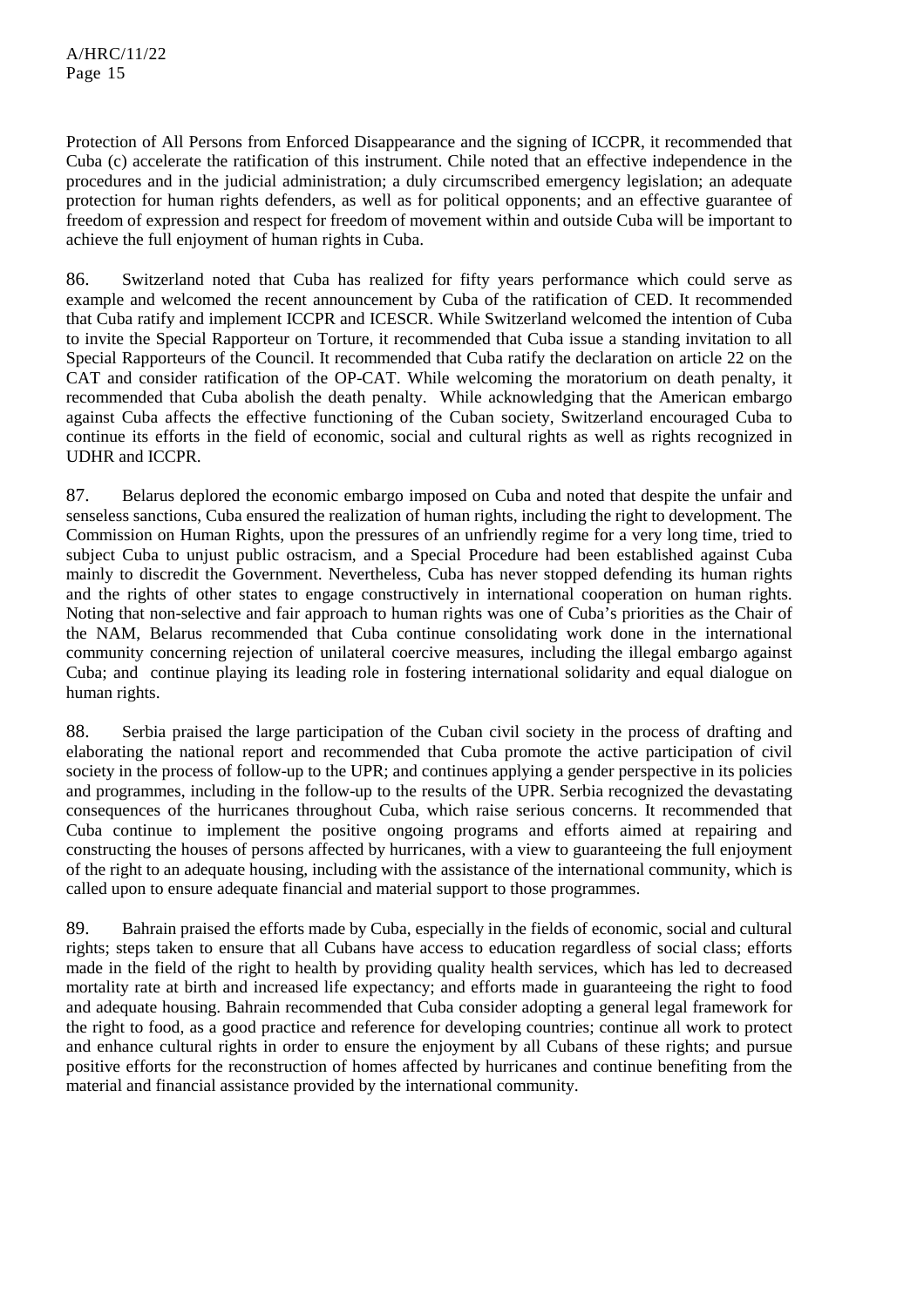Protection of All Persons from Enforced Disappearance and the signing of ICCPR, it recommended that Cuba (c) accelerate the ratification of this instrument. Chile noted that an effective independence in the procedures and in the judicial administration; a duly circumscribed emergency legislation; an adequate protection for human rights defenders, as well as for political opponents; and an effective guarantee of freedom of expression and respect for freedom of movement within and outside Cuba will be important to achieve the full enjoyment of human rights in Cuba.

86. Switzerland noted that Cuba has realized for fifty years performance which could serve as example and welcomed the recent announcement by Cuba of the ratification of CED. It recommended that Cuba ratify and implement ICCPR and ICESCR. While Switzerland welcomed the intention of Cuba to invite the Special Rapporteur on Torture, it recommended that Cuba issue a standing invitation to all Special Rapporteurs of the Council. It recommended that Cuba ratify the declaration on article 22 on the CAT and consider ratification of the OP-CAT. While welcoming the moratorium on death penalty, it recommended that Cuba abolish the death penalty. While acknowledging that the American embargo against Cuba affects the effective functioning of the Cuban society, Switzerland encouraged Cuba to continue its efforts in the field of economic, social and cultural rights as well as rights recognized in UDHR and ICCPR.

87. Belarus deplored the economic embargo imposed on Cuba and noted that despite the unfair and senseless sanctions, Cuba ensured the realization of human rights, including the right to development. The Commission on Human Rights, upon the pressures of an unfriendly regime for a very long time, tried to subject Cuba to unjust public ostracism, and a Special Procedure had been established against Cuba mainly to discredit the Government. Nevertheless, Cuba has never stopped defending its human rights and the rights of other states to engage constructively in international cooperation on human rights. Noting that non-selective and fair approach to human rights was one of Cuba's priorities as the Chair of the NAM, Belarus recommended that Cuba continue consolidating work done in the international community concerning rejection of unilateral coercive measures, including the illegal embargo against Cuba; and continue playing its leading role in fostering international solidarity and equal dialogue on human rights.

88. Serbia praised the large participation of the Cuban civil society in the process of drafting and elaborating the national report and recommended that Cuba promote the active participation of civil society in the process of follow-up to the UPR; and continues applying a gender perspective in its policies and programmes, including in the follow-up to the results of the UPR. Serbia recognized the devastating consequences of the hurricanes throughout Cuba, which raise serious concerns. It recommended that Cuba continue to implement the positive ongoing programs and efforts aimed at repairing and constructing the houses of persons affected by hurricanes, with a view to guaranteeing the full enjoyment of the right to an adequate housing, including with the assistance of the international community, which is called upon to ensure adequate financial and material support to those programmes.

89. Bahrain praised the efforts made by Cuba, especially in the fields of economic, social and cultural rights; steps taken to ensure that all Cubans have access to education regardless of social class; efforts made in the field of the right to health by providing quality health services, which has led to decreased mortality rate at birth and increased life expectancy; and efforts made in guaranteeing the right to food and adequate housing. Bahrain recommended that Cuba consider adopting a general legal framework for the right to food, as a good practice and reference for developing countries; continue all work to protect and enhance cultural rights in order to ensure the enjoyment by all Cubans of these rights; and pursue positive efforts for the reconstruction of homes affected by hurricanes and continue benefiting from the material and financial assistance provided by the international community.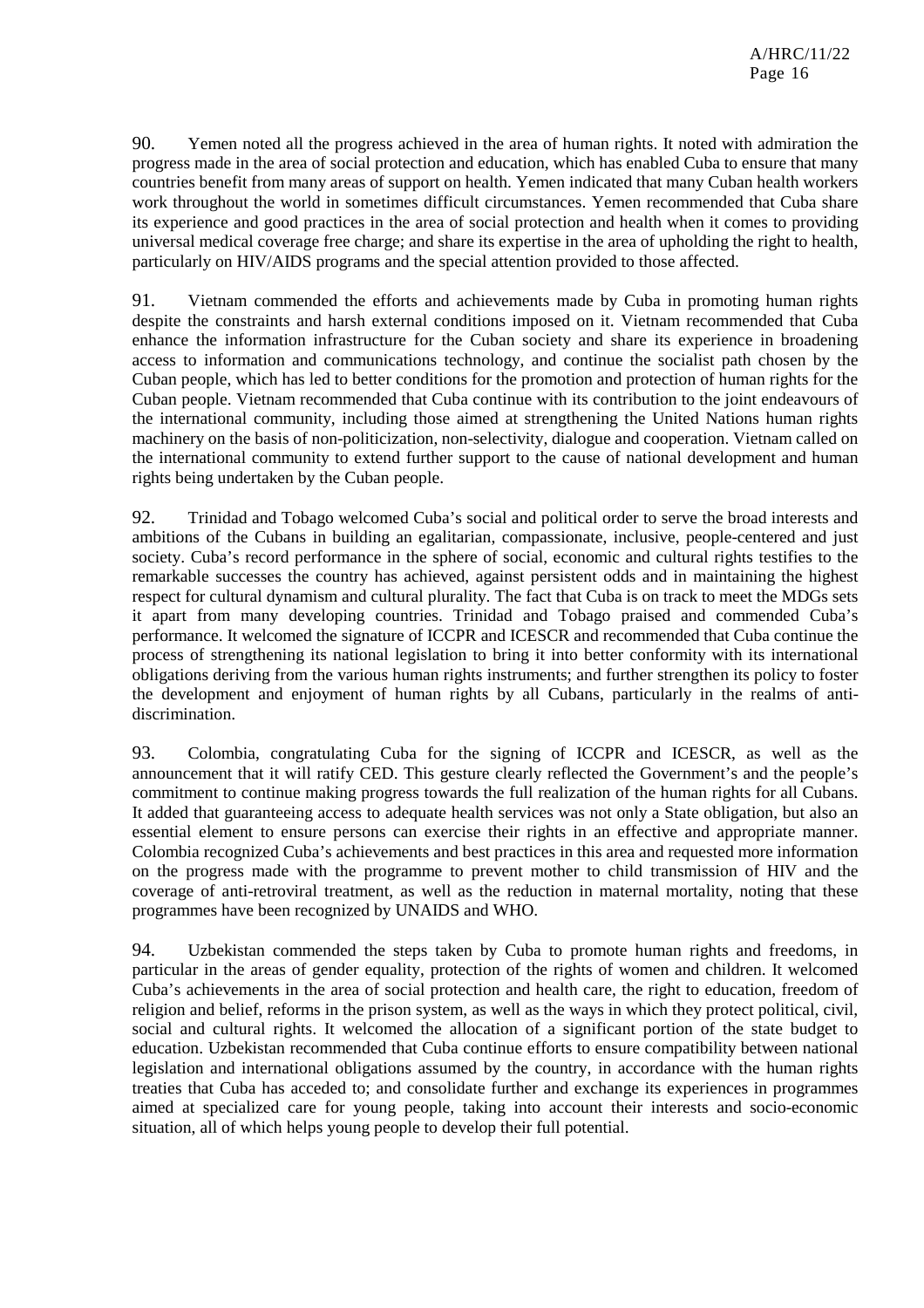90. Yemen noted all the progress achieved in the area of human rights. It noted with admiration the progress made in the area of social protection and education, which has enabled Cuba to ensure that many countries benefit from many areas of support on health. Yemen indicated that many Cuban health workers work throughout the world in sometimes difficult circumstances. Yemen recommended that Cuba share its experience and good practices in the area of social protection and health when it comes to providing universal medical coverage free charge; and share its expertise in the area of upholding the right to health, particularly on HIV/AIDS programs and the special attention provided to those affected.

91. Vietnam commended the efforts and achievements made by Cuba in promoting human rights despite the constraints and harsh external conditions imposed on it. Vietnam recommended that Cuba enhance the information infrastructure for the Cuban society and share its experience in broadening access to information and communications technology, and continue the socialist path chosen by the Cuban people, which has led to better conditions for the promotion and protection of human rights for the Cuban people. Vietnam recommended that Cuba continue with its contribution to the joint endeavours of the international community, including those aimed at strengthening the United Nations human rights machinery on the basis of non-politicization, non-selectivity, dialogue and cooperation. Vietnam called on the international community to extend further support to the cause of national development and human rights being undertaken by the Cuban people.

92. Trinidad and Tobago welcomed Cuba's social and political order to serve the broad interests and ambitions of the Cubans in building an egalitarian, compassionate, inclusive, people-centered and just society. Cuba's record performance in the sphere of social, economic and cultural rights testifies to the remarkable successes the country has achieved, against persistent odds and in maintaining the highest respect for cultural dynamism and cultural plurality. The fact that Cuba is on track to meet the MDGs sets it apart from many developing countries. Trinidad and Tobago praised and commended Cuba's performance. It welcomed the signature of ICCPR and ICESCR and recommended that Cuba continue the process of strengthening its national legislation to bring it into better conformity with its international obligations deriving from the various human rights instruments; and further strengthen its policy to foster the development and enjoyment of human rights by all Cubans, particularly in the realms of anti-discrimination.

93. Colombia, congratulating Cuba for the signing of ICCPR and ICESCR, as well as the announcement that it will ratify CED. This gesture clearly reflected the Government's and the people's commitment to continue making progress towards the full realization of the human rights for all Cubans. It added that guaranteeing access to adequate health services was not only a State obligation, but also an essential element to ensure persons can exercise their rights in an effective and appropriate manner. Colombia recognized Cuba's achievements and best practices in this area and requested more information on the progress made with the programme to prevent mother to child transmission of HIV and the coverage of anti-retroviral treatment, as well as the reduction in maternal mortality, noting that these programmes have been recognized by UNAIDS and WHO.

94. Uzbekistan commended the steps taken by Cuba to promote human rights and freedoms, in particular in the areas of gender equality, protection of the rights of women and children. It welcomed Cuba's achievements in the area of social protection and health care, the right to education, freedom of religion and belief, reforms in the prison system, as well as the ways in which they protect political, civil, social and cultural rights. It welcomed the allocation of a significant portion of the state budget to education. Uzbekistan recommended that Cuba continue efforts to ensure compatibility between national legislation and international obligations assumed by the country, in accordance with the human rights treaties that Cuba has acceded to; and consolidate further and exchange its experiences in programmes aimed at specialized care for young people, taking into account their interests and socio-economic situation, all of which helps young people to develop their full potential.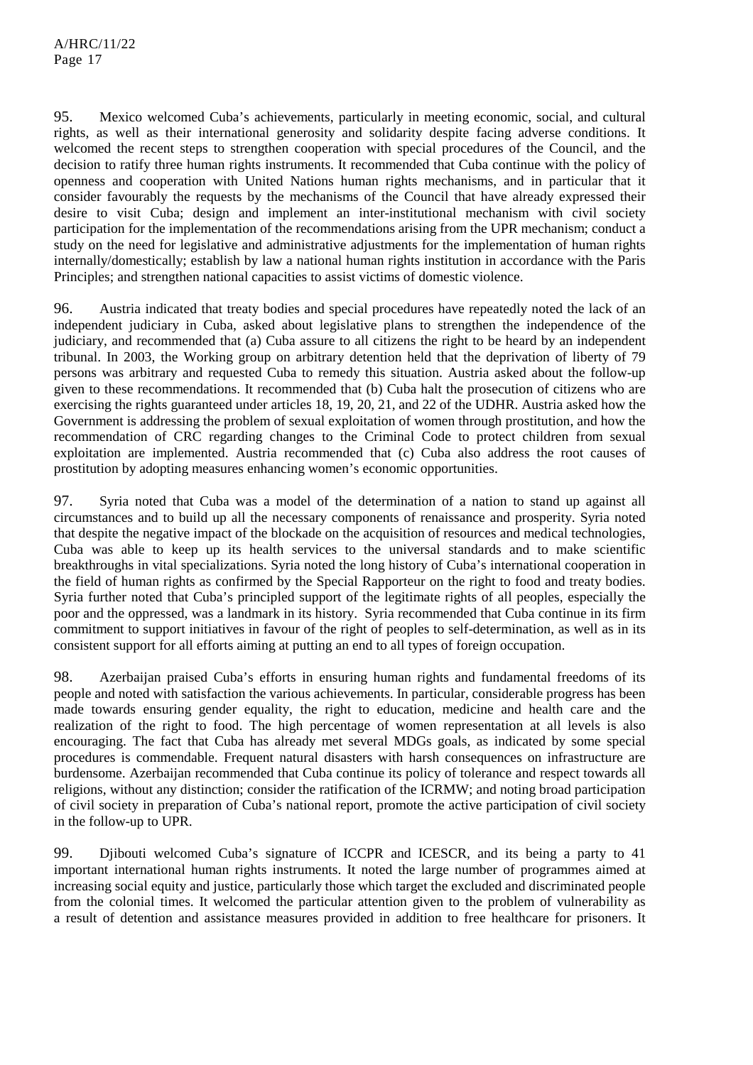95. Mexico welcomed Cuba's achievements, particularly in meeting economic, social, and cultural rights, as well as their international generosity and solidarity despite facing adverse conditions. It welcomed the recent steps to strengthen cooperation with special procedures of the Council, and the decision to ratify three human rights instruments. It recommended that Cuba continue with the policy of openness and cooperation with United Nations human rights mechanisms, and in particular that it consider favourably the requests by the mechanisms of the Council that have already expressed their desire to visit Cuba; design and implement an inter-institutional mechanism with civil society participation for the implementation of the recommendations arising from the UPR mechanism; conduct a study on the need for legislative and administrative adjustments for the implementation of human rights internally/domestically; establish by law a national human rights institution in accordance with the Paris Principles; and strengthen national capacities to assist victims of domestic violence.

96. Austria indicated that treaty bodies and special procedures have repeatedly noted the lack of an independent judiciary in Cuba, asked about legislative plans to strengthen the independence of the judiciary, and recommended that (a) Cuba assure to all citizens the right to be heard by an independent tribunal. In 2003, the Working group on arbitrary detention held that the deprivation of liberty of 79 persons was arbitrary and requested Cuba to remedy this situation. Austria asked about the follow-up given to these recommendations. It recommended that (b) Cuba halt the prosecution of citizens who are exercising the rights guaranteed under articles 18, 19, 20, 21, and 22 of the UDHR. Austria asked how the Government is addressing the problem of sexual exploitation of women through prostitution, and how the recommendation of CRC regarding changes to the Criminal Code to protect children from sexual exploitation are implemented. Austria recommended that (c) Cuba also address the root causes of prostitution by adopting measures enhancing women's economic opportunities.

97. Syria noted that Cuba was a model of the determination of a nation to stand up against all circumstances and to build up all the necessary components of renaissance and prosperity. Syria noted that despite the negative impact of the blockade on the acquisition of resources and medical technologies, Cuba was able to keep up its health services to the universal standards and to make scientific breakthroughs in vital specializations. Syria noted the long history of Cuba's international cooperation in the field of human rights as confirmed by the Special Rapporteur on the right to food and treaty bodies. Syria further noted that Cuba's principled support of the legitimate rights of all peoples, especially the poor and the oppressed, was a landmark in its history. Syria recommended that Cuba continue in its firm commitment to support initiatives in favour of the right of peoples to self-determination, as well as in its consistent support for all efforts aiming at putting an end to all types of foreign occupation.

98. Azerbaijan praised Cuba's efforts in ensuring human rights and fundamental freedoms of its people and noted with satisfaction the various achievements. In particular, considerable progress has been made towards ensuring gender equality, the right to education, medicine and health care and the realization of the right to food. The high percentage of women representation at all levels is also encouraging. The fact that Cuba has already met several MDGs goals, as indicated by some special procedures is commendable. Frequent natural disasters with harsh consequences on infrastructure are burdensome. Azerbaijan recommended that Cuba continue its policy of tolerance and respect towards all religions, without any distinction; consider the ratification of the ICRMW; and noting broad participation of civil society in preparation of Cuba's national report, promote the active participation of civil society in the follow-up to UPR.

99. Djibouti welcomed Cuba's signature of ICCPR and ICESCR, and its being a party to 41 important international human rights instruments. It noted the large number of programmes aimed at increasing social equity and justice, particularly those which target the excluded and discriminated people from the colonial times. It welcomed the particular attention given to the problem of vulnerability as a result of detention and assistance measures provided in addition to free healthcare for prisoners. It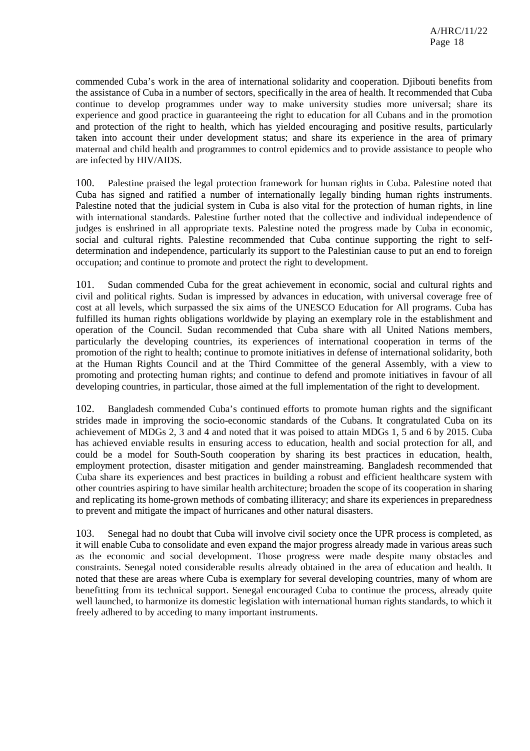commended Cuba's work in the area of international solidarity and cooperation. Djibouti benefits from the assistance of Cuba in a number of sectors, specifically in the area of health. It recommended that Cuba continue to develop programmes under way to make university studies more universal; share its experience and good practice in guaranteeing the right to education for all Cubans and in the promotion and protection of the right to health, which has yielded encouraging and positive results, particularly taken into account their under development status; and share its experience in the area of primary maternal and child health and programmes to control epidemics and to provide assistance to people who are infected by HIV/AIDS.

100. Palestine praised the legal protection framework for human rights in Cuba. Palestine noted that Cuba has signed and ratified a number of internationally legally binding human rights instruments. Palestine noted that the judicial system in Cuba is also vital for the protection of human rights, in line with international standards. Palestine further noted that the collective and individual independence of judges is enshrined in all appropriate texts. Palestine noted the progress made by Cuba in economic, social and cultural rights. Palestine recommended that Cuba continue supporting the right to self-determination and independence, particularly its support to the Palestinian cause to put an end to foreign occupation; and continue to promote and protect the right to development.

101. Sudan commended Cuba for the great achievement in economic, social and cultural rights and civil and political rights. Sudan is impressed by advances in education, with universal coverage free of cost at all levels, which surpassed the six aims of the UNESCO Education for All programs. Cuba has fulfilled its human rights obligations worldwide by playing an exemplary role in the establishment and operation of the Council. Sudan recommended that Cuba share with all United Nations members, particularly the developing countries, its experiences of international cooperation in terms of the promotion of the right to health; continue to promote initiatives in defense of international solidarity, both at the Human Rights Council and at the Third Committee of the general Assembly, with a view to promoting and protecting human rights; and continue to defend and promote initiatives in favour of all developing countries, in particular, those aimed at the full implementation of the right to development.

102. Bangladesh commended Cuba's continued efforts to promote human rights and the significant strides made in improving the socio-economic standards of the Cubans. It congratulated Cuba on its achievement of MDGs 2, 3 and 4 and noted that it was poised to attain MDGs 1, 5 and 6 by 2015. Cuba has achieved enviable results in ensuring access to education, health and social protection for all, and could be a model for South-South cooperation by sharing its best practices in education, health, employment protection, disaster mitigation and gender mainstreaming. Bangladesh recommended that Cuba share its experiences and best practices in building a robust and efficient healthcare system with other countries aspiring to have similar health architecture; broaden the scope of its cooperation in sharing and replicating its home-grown methods of combating illiteracy; and share its experiences in preparedness to prevent and mitigate the impact of hurricanes and other natural disasters.

103. Senegal had no doubt that Cuba will involve civil society once the UPR process is completed, as it will enable Cuba to consolidate and even expand the major progress already made in various areas such as the economic and social development. Those progress were made despite many obstacles and constraints. Senegal noted considerable results already obtained in the area of education and health. It noted that these are areas where Cuba is exemplary for several developing countries, many of whom are benefitting from its technical support. Senegal encouraged Cuba to continue the process, already quite well launched, to harmonize its domestic legislation with international human rights standards, to which it freely adhered to by acceding to many important instruments.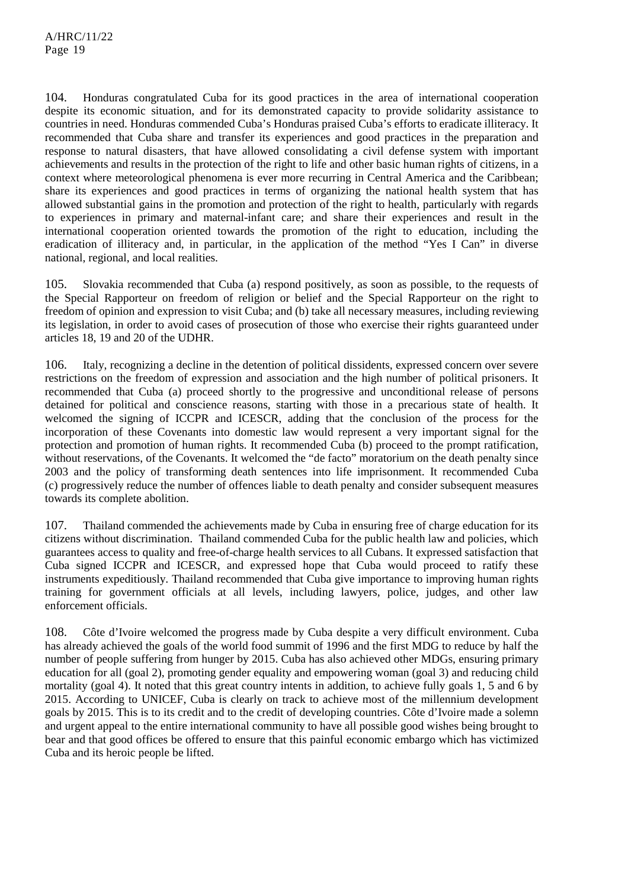104. Honduras congratulated Cuba for its good practices in the area of international cooperation despite its economic situation, and for its demonstrated capacity to provide solidarity assistance to countries in need. Honduras commended Cuba's Honduras praised Cuba's efforts to eradicate illiteracy. It recommended that Cuba share and transfer its experiences and good practices in the preparation and response to natural disasters, that have allowed consolidating a civil defense system with important achievements and results in the protection of the right to life and other basic human rights of citizens, in a context where meteorological phenomena is ever more recurring in Central America and the Caribbean; share its experiences and good practices in terms of organizing the national health system that has allowed substantial gains in the promotion and protection of the right to health, particularly with regards to experiences in primary and maternal-infant care; and share their experiences and result in the international cooperation oriented towards the promotion of the right to education, including the eradication of illiteracy and, in particular, in the application of the method "Yes I Can" in diverse national, regional, and local realities.

105. Slovakia recommended that Cuba (a) respond positively, as soon as possible, to the requests of the Special Rapporteur on freedom of religion or belief and the Special Rapporteur on the right to freedom of opinion and expression to visit Cuba; and (b) take all necessary measures, including reviewing its legislation, in order to avoid cases of prosecution of those who exercise their rights guaranteed under articles 18, 19 and 20 of the UDHR.

106. Italy, recognizing a decline in the detention of political dissidents, expressed concern over severe restrictions on the freedom of expression and association and the high number of political prisoners. It recommended that Cuba (a) proceed shortly to the progressive and unconditional release of persons detained for political and conscience reasons, starting with those in a precarious state of health. It welcomed the signing of ICCPR and ICESCR, adding that the conclusion of the process for the incorporation of these Covenants into domestic law would represent a very important signal for the protection and promotion of human rights. It recommended Cuba (b) proceed to the prompt ratification, without reservations, of the Covenants. It welcomed the "de facto" moratorium on the death penalty since 2003 and the policy of transforming death sentences into life imprisonment. It recommended Cuba (c) progressively reduce the number of offences liable to death penalty and consider subsequent measures towards its complete abolition.

107. Thailand commended the achievements made by Cuba in ensuring free of charge education for its citizens without discrimination. Thailand commended Cuba for the public health law and policies, which guarantees access to quality and free-of-charge health services to all Cubans. It expressed satisfaction that Cuba signed ICCPR and ICESCR, and expressed hope that Cuba would proceed to ratify these instruments expeditiously. Thailand recommended that Cuba give importance to improving human rights training for government officials at all levels, including lawyers, police, judges, and other law enforcement officials.

108. Côte d'Ivoire welcomed the progress made by Cuba despite a very difficult environment. Cuba has already achieved the goals of the world food summit of 1996 and the first MDG to reduce by half the number of people suffering from hunger by 2015. Cuba has also achieved other MDGs, ensuring primary education for all (goal 2), promoting gender equality and empowering woman (goal 3) and reducing child mortality (goal 4). It noted that this great country intents in addition, to achieve fully goals 1, 5 and 6 by 2015. According to UNICEF, Cuba is clearly on track to achieve most of the millennium development goals by 2015. This is to its credit and to the credit of developing countries. Côte d'Ivoire made a solemn and urgent appeal to the entire international community to have all possible good wishes being brought to bear and that good offices be offered to ensure that this painful economic embargo which has victimized Cuba and its heroic people be lifted.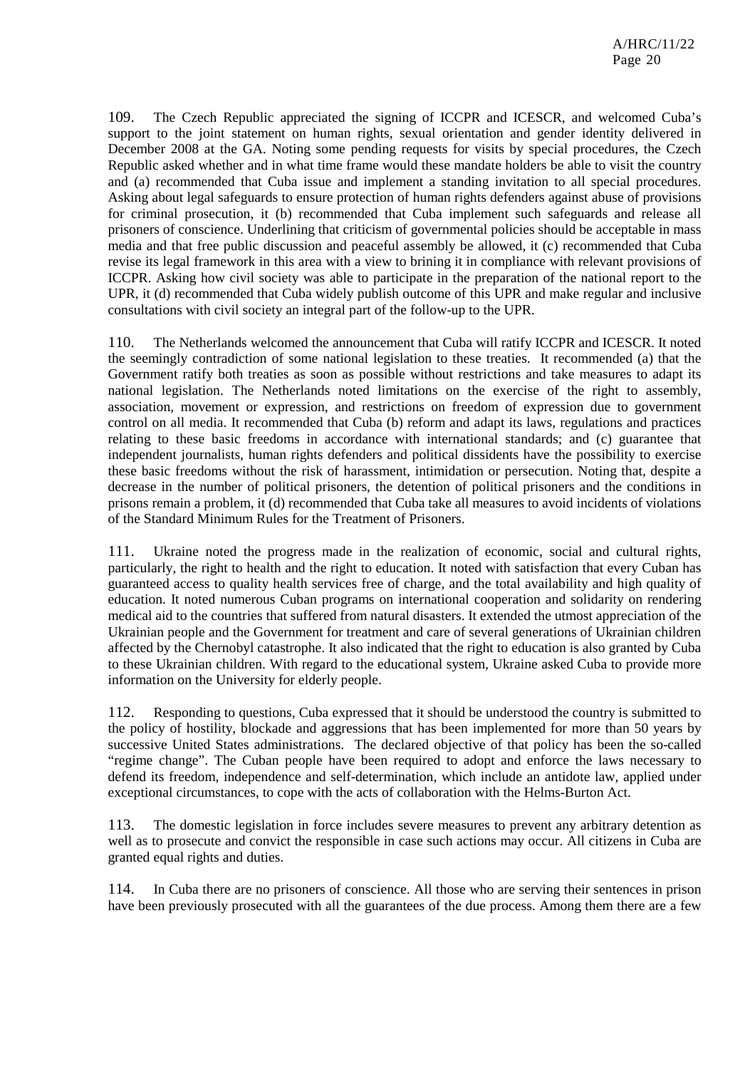109. The Czech Republic appreciated the signing of ICCPR and ICESCR, and welcomed Cuba's support to the joint statement on human rights, sexual orientation and gender identity delivered in December 2008 at the GA. Noting some pending requests for visits by special procedures, the Czech Republic asked whether and in what time frame would these mandate holders be able to visit the country and (a) recommended that Cuba issue and implement a standing invitation to all special procedures. Asking about legal safeguards to ensure protection of human rights defenders against abuse of provisions for criminal prosecution, it (b) recommended that Cuba implement such safeguards and release all prisoners of conscience. Underlining that criticism of governmental policies should be acceptable in mass media and that free public discussion and peaceful assembly be allowed, it (c) recommended that Cuba revise its legal framework in this area with a view to brining it in compliance with relevant provisions of ICCPR. Asking how civil society was able to participate in the preparation of the national report to the UPR, it (d) recommended that Cuba widely publish outcome of this UPR and make regular and inclusive consultations with civil society an integral part of the follow-up to the UPR.

110. The Netherlands welcomed the announcement that Cuba will ratify ICCPR and ICESCR. It noted the seemingly contradiction of some national legislation to these treaties. It recommended (a) that the Government ratify both treaties as soon as possible without restrictions and take measures to adapt its national legislation. The Netherlands noted limitations on the exercise of the right to assembly, association, movement or expression, and restrictions on freedom of expression due to government control on all media. It recommended that Cuba (b) reform and adapt its laws, regulations and practices relating to these basic freedoms in accordance with international standards; and (c) guarantee that independent journalists, human rights defenders and political dissidents have the possibility to exercise these basic freedoms without the risk of harassment, intimidation or persecution. Noting that, despite a decrease in the number of political prisoners, the detention of political prisoners and the conditions in prisons remain a problem, it (d) recommended that Cuba take all measures to avoid incidents of violations of the Standard Minimum Rules for the Treatment of Prisoners.

111. Ukraine noted the progress made in the realization of economic, social and cultural rights, particularly, the right to health and the right to education. It noted with satisfaction that every Cuban has guaranteed access to quality health services free of charge, and the total availability and high quality of education. It noted numerous Cuban programs on international cooperation and solidarity on rendering medical aid to the countries that suffered from natural disasters. It extended the utmost appreciation of the Ukrainian people and the Government for treatment and care of several generations of Ukrainian children affected by the Chernobyl catastrophe. It also indicated that the right to education is also granted by Cuba to these Ukrainian children. With regard to the educational system, Ukraine asked Cuba to provide more information on the University for elderly people.

112. Responding to questions, Cuba expressed that it should be understood the country is submitted to the policy of hostility, blockade and aggressions that has been implemented for more than 50 years by successive United States administrations. The declared objective of that policy has been the so-called "regime change". The Cuban people have been required to adopt and enforce the laws necessary to defend its freedom, independence and self-determination, which include an antidote law, applied under exceptional circumstances, to cope with the acts of collaboration with the Helms-Burton Act.

113. The domestic legislation in force includes severe measures to prevent any arbitrary detention as well as to prosecute and convict the responsible in case such actions may occur. All citizens in Cuba are granted equal rights and duties.

114. In Cuba there are no prisoners of conscience. All those who are serving their sentences in prison have been previously prosecuted with all the guarantees of the due process. Among them there are a few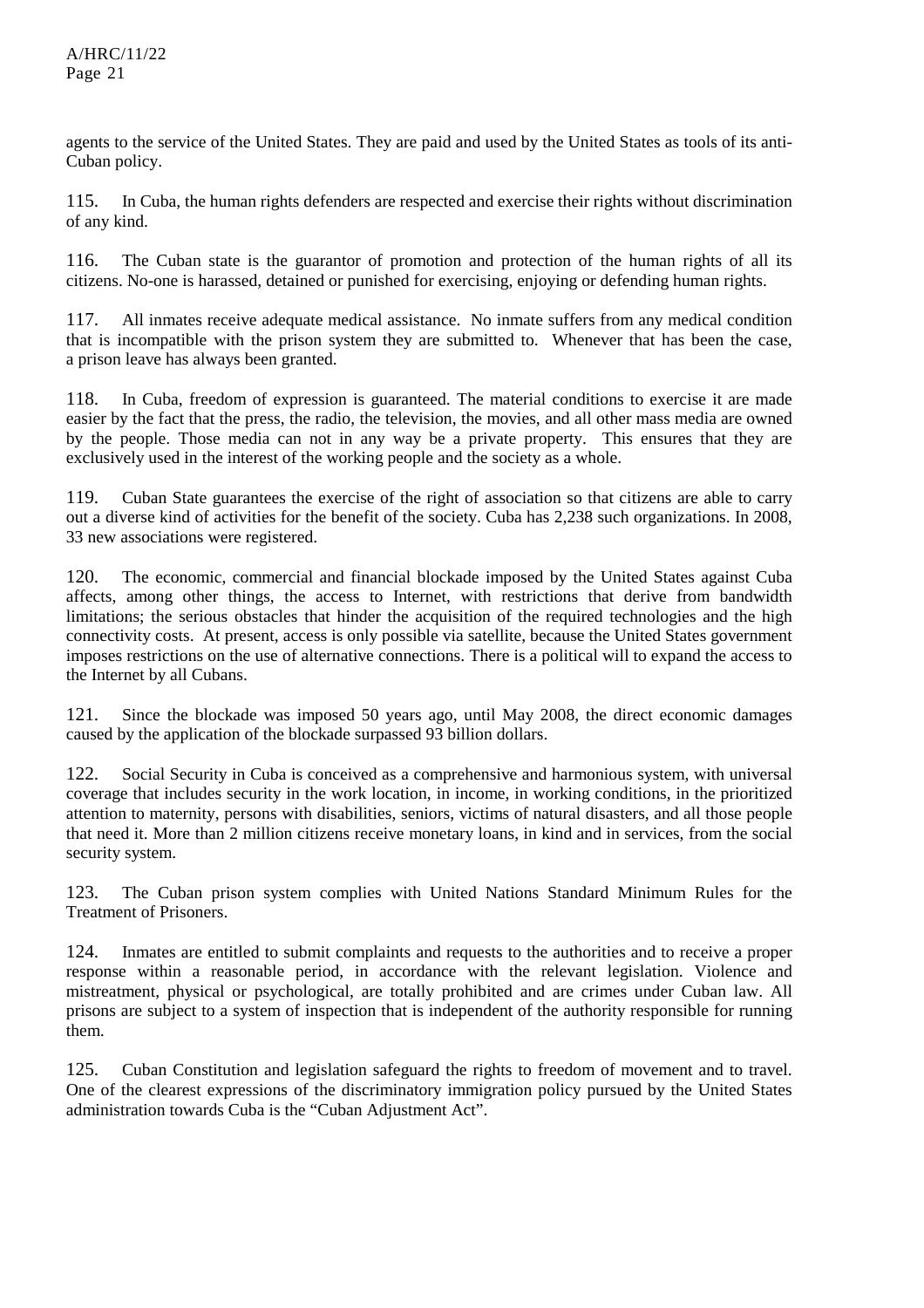agents to the service of the United States. They are paid and used by the United States as tools of its anti-Cuban policy.

115. In Cuba, the human rights defenders are respected and exercise their rights without discrimination of any kind.

116. The Cuban state is the guarantor of promotion and protection of the human rights of all its citizens. No-one is harassed, detained or punished for exercising, enjoying or defending human rights.

117. All inmates receive adequate medical assistance. No inmate suffers from any medical condition that is incompatible with the prison system they are submitted to. Whenever that has been the case, a prison leave has always been granted.

118. In Cuba, freedom of expression is guaranteed. The material conditions to exercise it are made easier by the fact that the press, the radio, the television, the movies, and all other mass media are owned by the people. Those media can not in any way be a private property. This ensures that they are exclusively used in the interest of the working people and the society as a whole.

119. Cuban State guarantees the exercise of the right of association so that citizens are able to carry out a diverse kind of activities for the benefit of the society. Cuba has 2,238 such organizations. In 2008, 33 new associations were registered.

120. The economic, commercial and financial blockade imposed by the United States against Cuba affects, among other things, the access to Internet, with restrictions that derive from bandwidth limitations; the serious obstacles that hinder the acquisition of the required technologies and the high connectivity costs. At present, access is only possible via satellite, because the United States government imposes restrictions on the use of alternative connections. There is a political will to expand the access to the Internet by all Cubans.

121. Since the blockade was imposed 50 years ago, until May 2008, the direct economic damages caused by the application of the blockade surpassed 93 billion dollars.

122. Social Security in Cuba is conceived as a comprehensive and harmonious system, with universal coverage that includes security in the work location, in income, in working conditions, in the prioritized attention to maternity, persons with disabilities, seniors, victims of natural disasters, and all those people that need it. More than 2 million citizens receive monetary loans, in kind and in services, from the social security system.

123. The Cuban prison system complies with United Nations Standard Minimum Rules for the Treatment of Prisoners.

124. Inmates are entitled to submit complaints and requests to the authorities and to receive a proper response within a reasonable period, in accordance with the relevant legislation. Violence and mistreatment, physical or psychological, are totally prohibited and are crimes under Cuban law. All prisons are subject to a system of inspection that is independent of the authority responsible for running them.

125. Cuban Constitution and legislation safeguard the rights to freedom of movement and to travel. One of the clearest expressions of the discriminatory immigration policy pursued by the United States administration towards Cuba is the "Cuban Adjustment Act".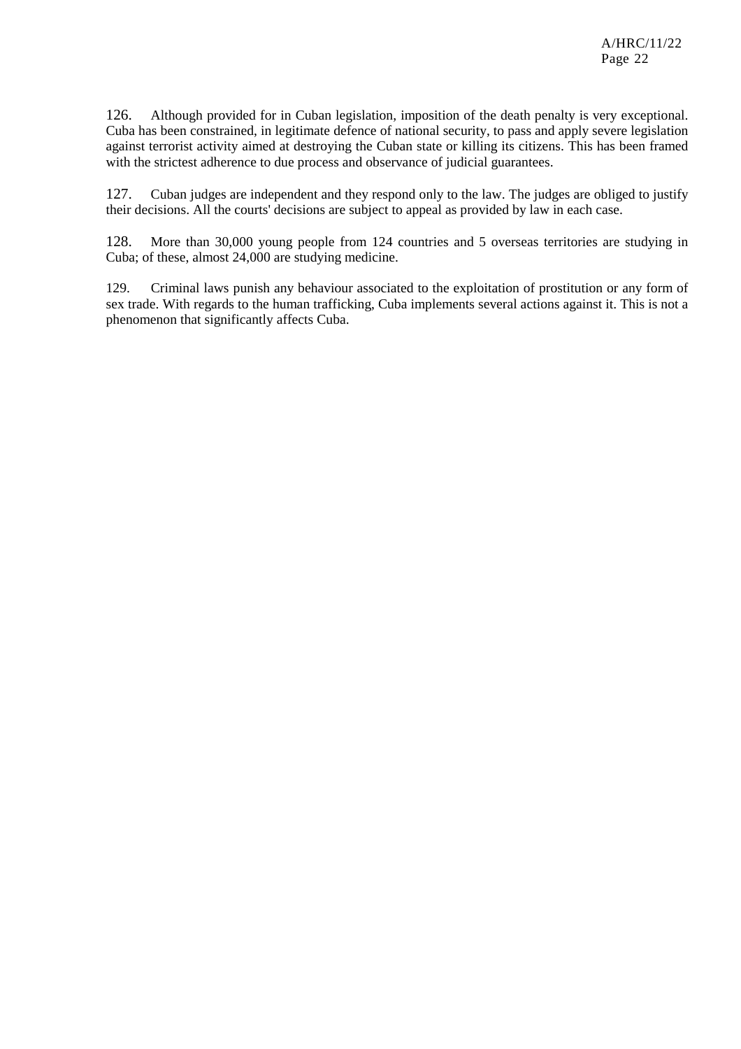126. Although provided for in Cuban legislation, imposition of the death penalty is very exceptional. Cuba has been constrained, in legitimate defence of national security, to pass and apply severe legislation against terrorist activity aimed at destroying the Cuban state or killing its citizens. This has been framed with the strictest adherence to due process and observance of judicial guarantees.

127. Cuban judges are independent and they respond only to the law. The judges are obliged to justify their decisions. All the courts' decisions are subject to appeal as provided by law in each case.

128. More than 30,000 young people from 124 countries and 5 overseas territories are studying in Cuba; of these, almost 24,000 are studying medicine.

129. Criminal laws punish any behaviour associated to the exploitation of prostitution or any form of sex trade. With regards to the human trafficking, Cuba implements several actions against it. This is not a phenomenon that significantly affects Cuba.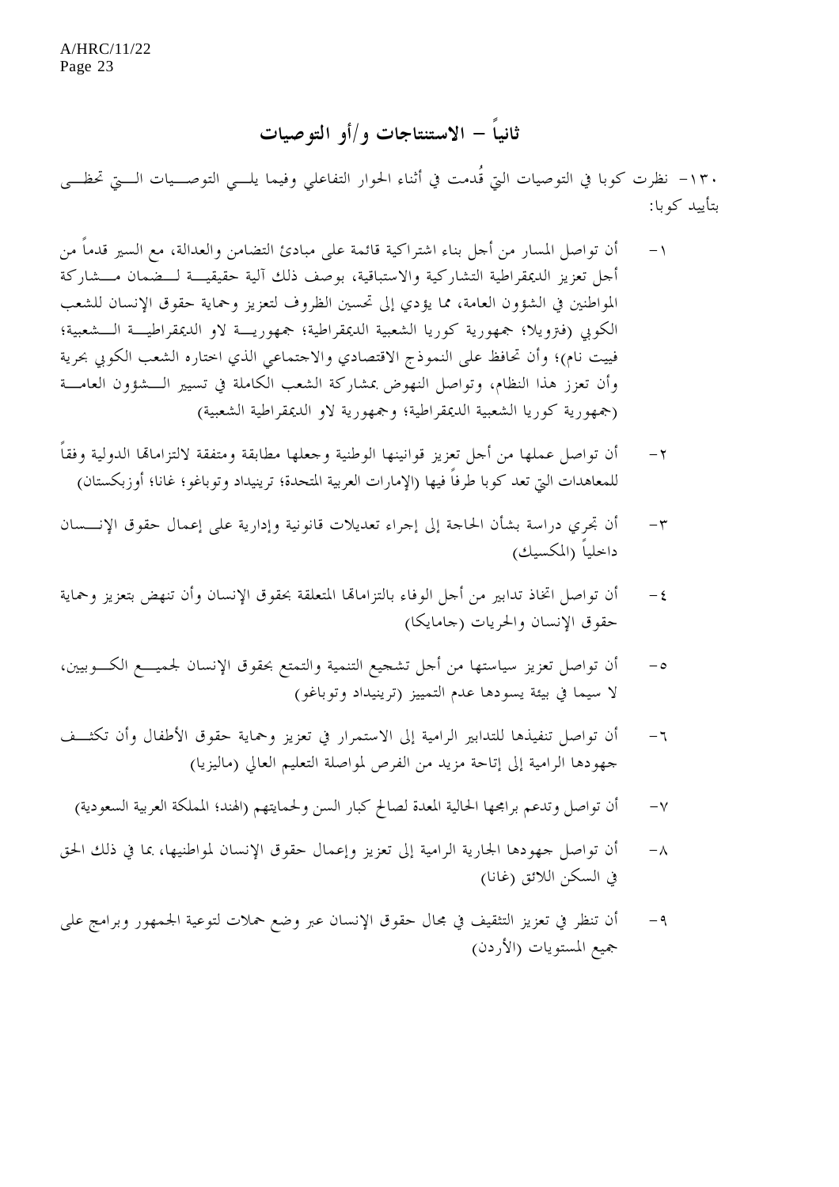## ثانياً - الاستنتاجات و/أو التوصيات

١٣٠- نظرت كوبا في التوصيات التي قُدمت في أثناء الحوار التفاعلي وفيما يلي التوصيات التي تحظى بتأييد كوبا:

١- أن تواصل المسار من أجل بناء اشتراكية قائمة على مبادئ التضامن والعدالة، مع السير قدماً من أجل تعزيز الديمقراطية التشاركية والاستباقية، بوصف ذلك آلية حقيقية لضمان مشاركة المواطنين في الشؤون العامة، مما يؤدي إلى تحسين الظروف لتعزيز وحماية حقوق الإنسان للشعب الكوبي (فنزويلا؛ جمهورية كوريا الشعبية الديمقراطية؛ جمهورية لاو الديمقراطية الشعبية؛ فييت نام)؛ وأن تحافظ على النموذج الاقتصادي والاجتماعي الذي اختاره الشعب الكوبي بحرية وأن تعزز هذا النظام، وتواصل النهوض بمشاركة الشعب الكاملة في تسيير الشؤون العامة (جمهورية كوريا الشعبية الديمقراطية؛ وجمهورية لاو الديمقراطية الشعبية)

٢- أن تواصل عملها من أجل تعزيز قوانينها الوطنية وجعلها مطابقة ومتفقة لالتزاماتها الدولية وفقاً للمعاهدات التي تعد كوبا طرفاً فيها (الإمارات العربية المتحدة؛ ترينيداد وتوباغو؛ غانا؛ أوزبكستان)

٣- أن تجري دراسة بشأن الحاجة إلى إجراء تعديلات قانونية وإدارية على إعمال حقوق الإنسان داخلياً (المكسيك)

٤- أن تواصل اتخاذ تدابير من أجل الوفاء بالتزاماتها المتعلقة بحقوق الإنسان وأن تنهض بتعزيز وحماية حقوق الإنسان والحريات (جامايكا)

٥- أن تواصل تعزيز سياستها من أجل تشجيع التنمية والتمتع بحقوق الإنسان لجميع الكوبيين، لا سيما في بيئة يسودها عدم التمييز (ترينيداد وتوباغو)

٦- أن تواصل تنفيذها للتدابير الرامية إلى الاستمرار في تعزيز وحماية حقوق الأطفال وأن تكثف جهودها الرامية إلى إتاحة مزيد من الفرص لمواصلة التعليم العالي (ماليزيا)

٧- أن تواصل وتدعم برامجها الحالية المعدة لصالح كبار السن ولحمايتهم (الهند؛ المملكة العربية السعودية)

٨- أن تواصل جهودها الجارية الرامية إلى تعزيز وإعمال حقوق الإنسان لمواطنيها، بما في ذلك الحق في السكن اللائق (غانا)

٩- أن تنظر في تعزيز التثقيف في مجال حقوق الإنسان عبر وضع حملات لتوعية الجمهور وبرامج على جميع المستويات (الأردن)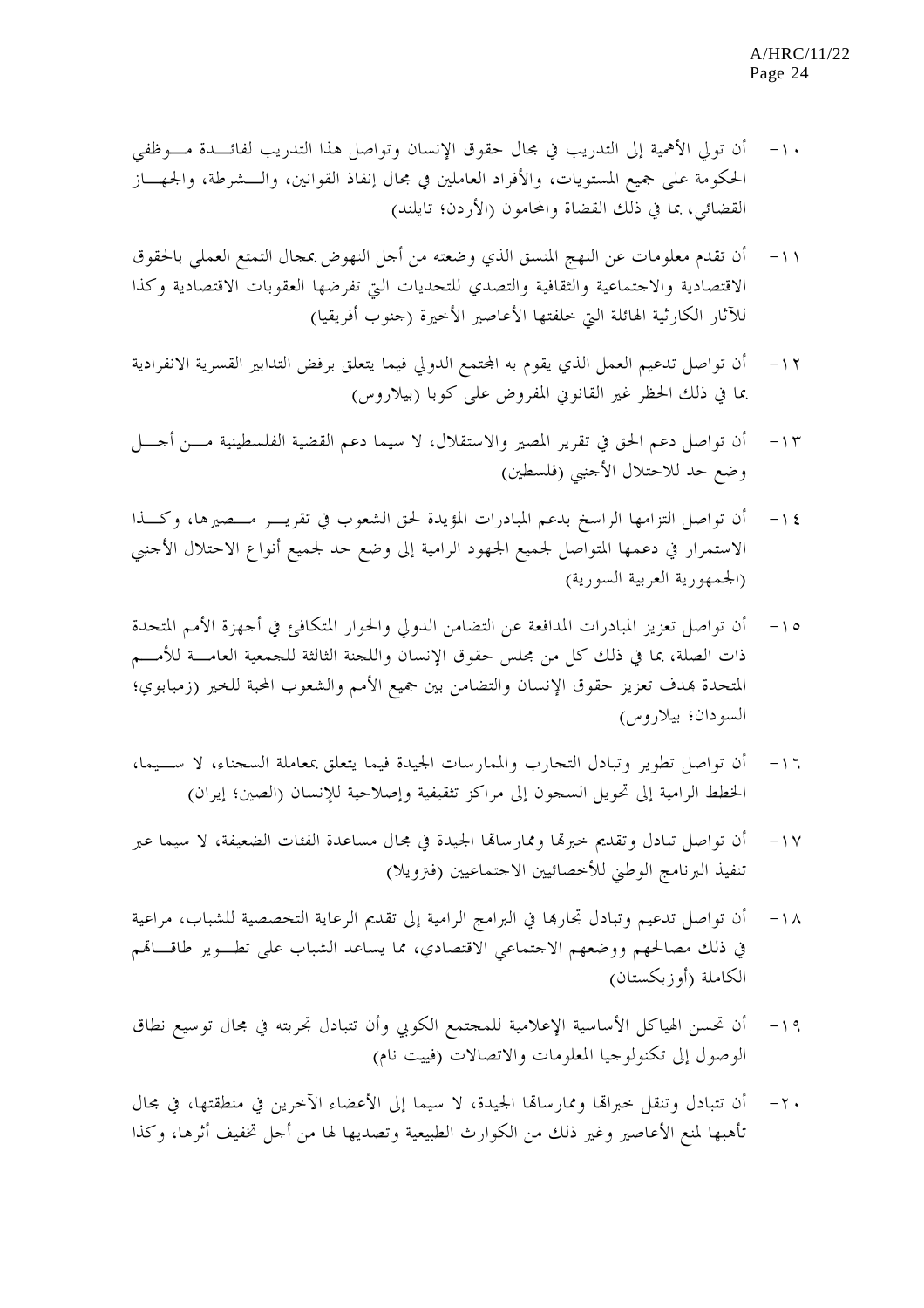١٠- أن تولي الأهمية إلى التدريب في مجال حقوق الإنسان وتواصل هذا التدريب لفائدة موظفي الحكومة على جميع المستويات، والأفراد العاملين في مجال إنفاذ القوانين، والشرطة، والجهاز القضائي، بما في ذلك القضاة والمحامون (الأردن؛ تايلند)

١١- أن تقدم معلومات عن النهج المنسق الذي وضعته من أجل النهوض بمجال التمتع العملي بالحقوق الاقتصادية والاجتماعية والثقافية والتصدي للتحديات التي تفرضها العقوبات الاقتصادية وكذا للآثار الكارثية الهائلة التي خلفتها الأعاصير الأخيرة (جنوب أفريقيا)

١٢- أن تواصل تدعيم العمل الذي يقوم به المجتمع الدولي فيما يتعلق برفض التدابير القسرية الانفرادية بما في ذلك الحظر غير القانوني المفروض على كوبا (بيلاروس)

١٣- أن تواصل دعم الحق في تقرير المصير والاستقلال، لا سيما دعم القضية الفلسطينية من أجل وضع حد للاحتلال الأجنبي (فلسطين)

١٤- أن تواصل التزامها الراسخ بدعم المبادرات المؤيدة لحق الشعوب في تقرير مصيرها، وكذا الاستمرار في دعمها المتواصل لجميع الجهود الرامية إلى وضع حد لجميع أنواع الاحتلال الأجنبي (الجمهورية العربية السورية)

١٥- أن تواصل تعزيز المبادرات المدافعة عن التضامن الدولي والحوار المتكافئ في أجهزة الأمم المتحدة ذات الصلة، بما في ذلك كل من مجلس حقوق الإنسان واللجنة الثالثة للجمعية العامة للأمم المتحدة بهدف تعزيز حقوق الإنسان والتضامن بين جميع الأمم والشعوب المحبة للخير (زمبابوي؛ السودان؛ بيلاروس)

١٦- أن تواصل تطوير وتبادل التجارب والممارسات الجيدة فيما يتعلق بمعاملة السجناء، لا سيما، الخطط الرامية إلى تحويل السجون إلى مراكز تثقيفية وإصلاحية للإنسان (الصين؛ إيران)

١٧- أن تواصل تبادل وتقديم خبرتها وممارساتها الجيدة في مجال مساعدة الفئات الضعيفة، لا سيما عبر تنفيذ البرنامج الوطني للأخصائيين الاجتماعيين (فنزويلا)

١٨- أن تواصل تدعيم وتبادل تجاربها في البرامج الرامية إلى تقديم الرعاية التخصصية للشباب، مراعية في ذلك مصالحهم ووضعهم الاجتماعي الاقتصادي، مما يساعد الشباب على تطوير طاقاتهم الكاملة (أوزبكستان)

١٩- أن تحسن الهياكل الأساسية الإعلامية للمجتمع الكوبي وأن تتبادل تجربته في مجال توسيع نطاق الوصول إلى تكنولوجيا المعلومات والاتصالات (فييت نام)

٢٠- أن تتبادل وتنقل خبراتها وممارساتها الجيدة، لا سيما إلى الأعضاء الآخرين في منطقتها، في مجال تأهبها لمنع الأعاصير وغير ذلك من الكوارث الطبيعية وتصديها لها من أجل تخفيف أثرها، وكذا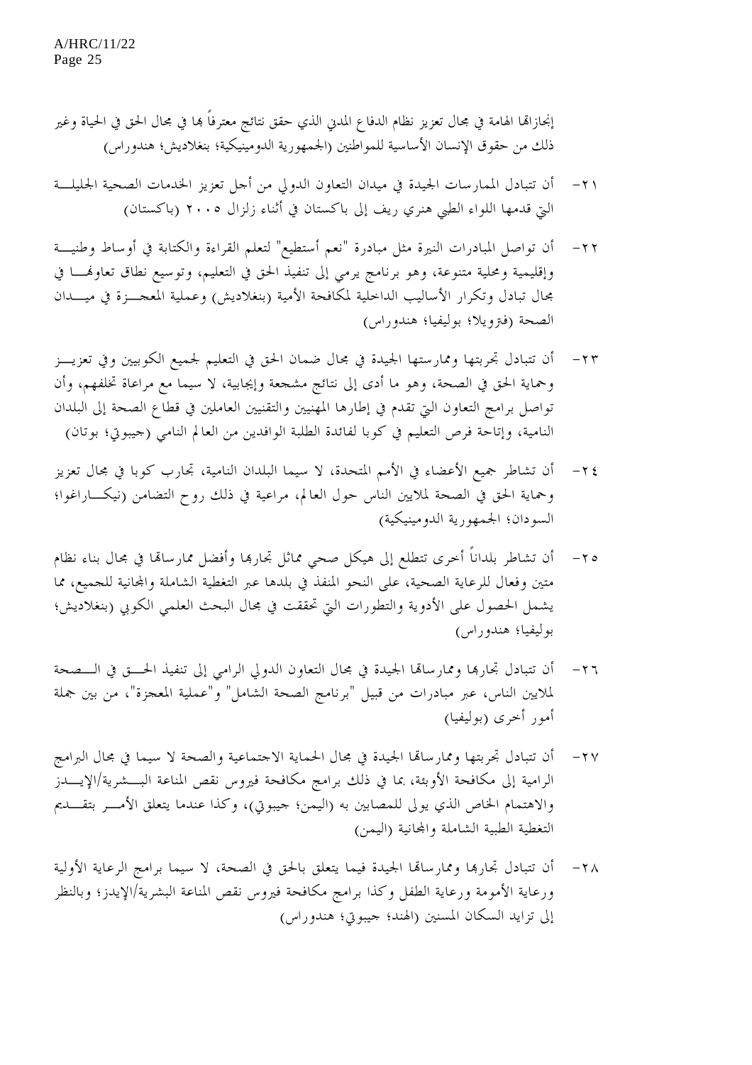إنجازاتها الهامة في مجال تعزيز نظام الدفاع المدني الذي حقق نتائج حقق نتائج معترفاً بها في مجال الحق في الحياة وغير ذلك من حقوق الإنسان الأساسية للمواطنين (الجمهورية الدومينيكية؛ بنغلاديش؛ هندوراس)

٢١- أن تتبادل الممارسات الجيدة في ميدان التعاون الدولي من أجل تعزيز الخدمات الصحية الجليلة التي قدمها اللواء الطبي هنري ريف إلى باكستان في أثناء زلزال ٢٠٠٥ (باكستان)

٢٢- أن تواصل المبادرات النيرة مثل مبادرة "نعم أستطيع" لتعلم القراءة والكتابة في أوساط وطنية وإقليمية ومحلية متنوعة، وهو برنامج يرمي إلى تنفيذ الحق في التعليم، وتوسيع نطاق تعاونها في مجال تبادل وتكرار الأساليب الداخلية لمكافحة الأمية (بنغلاديش) وعملية المعجزة في ميدان الصحة (فنزويلا؛ بوليفيا؛ هندوراس)

٢٣- أن تتبادل تجربتها وممارستها الجيدة في مجال ضمان الحق في التعليم لجميع الكوبيين وفي تعزيز وحماية الحق في الصحة، وهو ما أدى إلى نتائج مشجعة وإيجابية، لا سيما مع مراعاة تخلفهم، وأن تواصل برامج التعاون التي تقدم في إطارها المهنيين والتقنيين العاملين في قطاع الصحة إلى البلدان النامية، وإتاحة فرص التعليم في كوبا لفائدة الطلبة الوافدين من العالم النامي (جيبوتي؛ بوتان)

٢٤- أن تشاطر جميع الأعضاء في الأمم المتحدة، لا سيما البلدان النامية، تجارب كوبا في مجال تعزيز وحماية الحق في الصحة لملايين الناس حول العالم، مراعية في ذلك روح التضامن (نيكاراغوا؛ السودان؛ الجمهورية الدومينيكية)

٢٥- أن تشاطر بلداناً أخرى تتطلع إلى هيكل صحي مماثل تجاربها وأفضل ممارساتها في مجال بناء نظام متين وفعال للرعاية الصحية، على النحو المنفذ في بلدها عبر التغطية الشاملة والمجانية للجميع، مما يشمل الحصول على الأدوية والتطورات التي تحققت في مجال البحث العلمي الكوبي (بنغلاديش؛ بوليفيا؛ هندوراس)

٢٦- أن تتبادل تجاربها وممارساتها الجيدة في مجال التعاون الدولي الرامي إلى تنفيذ الحق في الصحة لملايين الناس، عبر مبادرات من قبيل "برنامج الصحة الشامل" و"عملية المعجزة"، من بين جملة أمور أخرى (بوليفيا)

٢٧- أن تتبادل تجربتها وممارساتها الجيدة في مجال الحماية الاجتماعية والصحة لا سيما في مجال البرامج الرامية إلى مكافحة الأوبئة، بما في ذلك برامج مكافحة فيروس نقص المناعة البشرية/الإيدز والاهتمام الخاص الذي يولى للمصابين به (اليمن؛ جيبوتي)، وكذا عندما يتعلق الأمر بتقديم التغطية الطبية الشاملة والمجانية (اليمن)

٢٨- أن تتبادل تجاربها وممارساتها الجيدة فيما يتعلق بالحق في الصحة، لا سيما برامج الرعاية الأولية ورعاية الأمومة ورعاية الطفل وكذا برامج مكافحة فيروس نقص المناعة البشرية/الإيدز؛ وبالنظر إلى تزايد السكان المسنين (الهند؛ جيبوتي؛ هندوراس)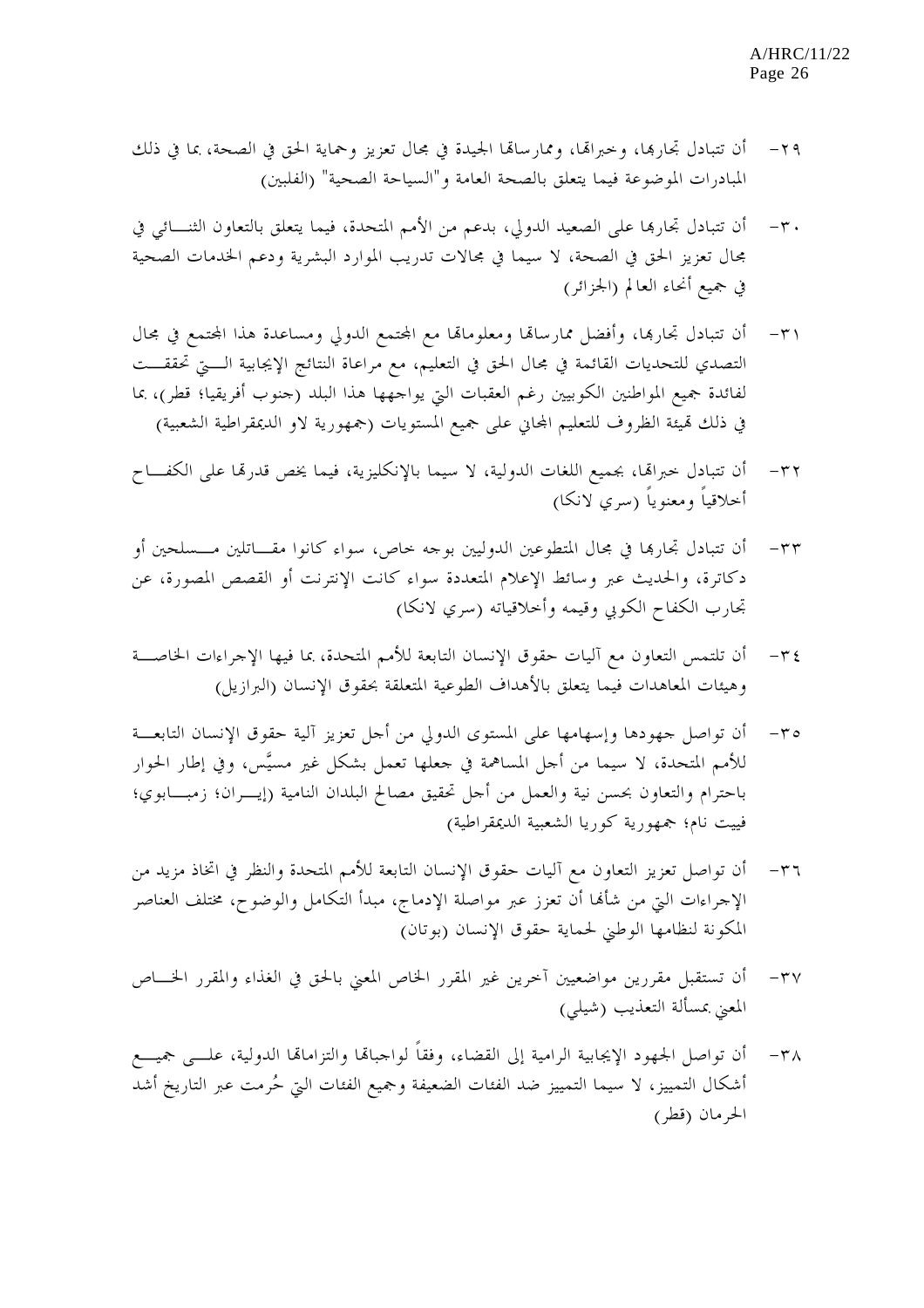٢٩- أن تتبادل تجاربها، وخبراتها، وممارساتها الجيدة في مجال تعزيز وحماية الحق في الصحة، بما في ذلك المبادرات الموضوعة فيما يتعلق بالصحة العامة و"السياحة الصحية" (الفلبين)

٣٠- أن تتبادل تجاربها على الصعيد الدولي، بدعم من الأمم المتحدة، فيما يتعلق بالتعاون الثنائي في مجال تعزيز الحق في الصحة، لا سيما في مجالات تدريب الموارد البشرية ودعم الخدمات الصحية في جميع أنحاء العالم (الجزائر)

٣١- أن تتبادل تجاربها، وأفضل ممارساتها ومعلوماتها مع المجتمع الدولي ومساعدة هذا المجتمع في مجال التصدي للتحديات القائمة في مجال الحق في التعليم، مع مراعاة النتائج الإيجابية التي تحققت لفائدة جميع المواطنين الكوبيين رغم العقبات التي يواجهها هذا البلد (جنوب أفريقيا؛ قطر)، بما في ذلك تهيئة الظروف للتعليم المجاني على جميع المستويات (جمهورية لاو الديمقراطية الشعبية)

٣٢- أن تتبادل خبراتها، بجميع اللغات الدولية، لا سيما بالإنكليزية، فيما يخص قدرتها على الكفاح أخلاقياً ومعنوياً (سري لانكا)

٣٣- أن تتبادل تجاربها في مجال المتطوعين الدوليين بوجه خاص، سواء كانوا مقاتلين مسلحين أو دكاترة، والحديث عبر وسائط الإعلام المتعددة سواء كانت الإنترنت أو القصص المصورة، عن تجارب الكفاح الكوبي وقيمه وأخلاقياته (سري لانكا)

٣٤- أن تلتمس التعاون مع آليات حقوق الإنسان التابعة للأمم المتحدة، بما فيها الإجراءات الخاصة وهيئات المعاهدات فيما يتعلق بالأهداف الطوعية المتعلقة بحقوق الإنسان (البرازيل)

٣٥- أن تواصل جهودها وإسهامها على المستوى الدولي من أجل تعزيز آلية حقوق الإنسان التابعة للأمم المتحدة، لا سيما من أجل المساهمة في جعلها تعمل بشكل غير مسيَّس، وفي إطار الحوار باحترام والتعاون بحسن نية والعمل من أجل تحقيق مصالح البلدان النامية (إيران؛ زمبابوي؛ فييت نام؛ جمهورية كوريا الشعبية الديمقراطية)

٣٦- أن تواصل تعزيز التعاون مع آليات حقوق الإنسان التابعة للأمم المتحدة والنظر في اتخاذ مزيد من الإجراءات التي من شأنها أن تعزز عبر مواصلة الإدماج، مبدأ التكامل والوضوح، مختلف العناصر المكونة لنظامها الوطني لحماية حقوق الإنسان (بوتان)

٣٧- أن تستقبل مقررين مواضيعيين آخرين غير المقرر الخاص المعني بالحق في الغذاء والمقرر الخاص المعني بمسألة التعذيب (شيلي)

٣٨- أن تواصل الجهود الإيجابية الرامية إلى القضاء، وفقاً لواجباتها والتزاماتها الدولية، على جميع أشكال التمييز، لا سيما التمييز ضد الفئات الضعيفة وجميع الفئات التي حُرمت عبر التاريخ أشد الحرمان (قطر)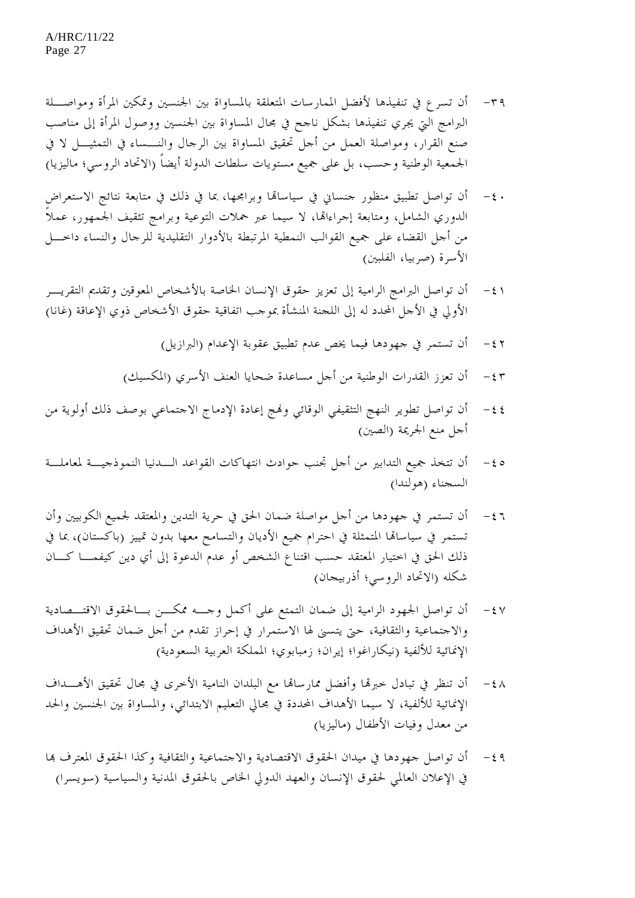٣٩- أن تسرع في تنفيذها لأفضل الممارسات المتعلقة بالمساواة بين الجنسين وتمكين المرأة ومواصلة البرامج التي يجري تنفيذها بشكل ناجح في مجال المساواة بين الجنسين ووصول المرأة إلى مناصب صنع القرار، ومواصلة العمل من أجل تحقيق المساواة بين الرجال والنساء في التمثيل لا في الجمعية الوطنية وحسب، بل على جميع مستويات سلطات الدولة أيضاً (الاتحاد الروسي؛ ماليزيا)

٤٠- أن تواصل تطبيق منظور جنساني في سياساتها وبرامجها، بما في ذلك في متابعة نتائج الاستعراض الدوري الشامل، ومتابعة إجراءاتها، لا سيما عبر حملات التوعية وبرامج تثقيف الجمهور، عملاً من أجل القضاء على جميع القوالب النمطية المرتبطة بالأدوار التقليدية للرجال والنساء داخل الأسرة (صربيا، الفلبين)

٤١- أن تواصل البرامج الرامية إلى تعزيز حقوق الإنسان الخاصة بالأشخاص المعوقين وتقديم التقرير الأولي في الأجل المحدد له إلى اللجنة المنشأة بموجب اتفاقية حقوق الأشخاص ذوي الإعاقة (غانا)

٤٢- أن تستمر في جهودها فيما يخص عدم تطبيق عقوبة الإعدام (البرازيل)

٤٣- أن تعزز القدرات الوطنية من أجل مساعدة ضحايا العنف الأسري (المكسيك)

٤٤- أن تواصل تطوير النهج التثقيفي الوقائي ونهج إعادة الإدماج الاجتماعي بوصف ذلك أولوية من أجل منع الجريمة (الصين)

٤٥- أن تتخذ جميع التدابير من أجل تجنب حوادث انتهاكات القواعد الدنيا النموذجية لمعاملة السجناء (هولندا)

٤٦- أن تستمر في جهودها من أجل مواصلة ضمان الحق في حرية التدين والمعتقد لجميع الكوبيين وأن تستمر في سياساتها المتمثلة في احترام جميع الأديان والتسامح معها بدون تمييز (باكستان)، بما في ذلك الحق في اختيار المعتقد حسب اقتناع الشخص أو عدم الدعوة إلى أي دين كيفما كان شكله (الاتحاد الروسي؛ أذربيجان)

٤٧- أن تواصل الجهود الرامية إلى ضمان التمتع على أكمل وجه ممكن بالحقوق الاقتصادية والاجتماعية والثقافية، حتى يتسنى لها الاستمرار في إحراز تقدم من أجل ضمان تحقيق الأهداف الإنمائية للألفية (نيكاراغوا؛ إيران؛ زمبابوي؛ المملكة العربية السعودية)

٤٨- أن تنظر في تبادل خبرتها وأفضل ممارساتها مع البلدان النامية الأخرى في مجال تحقيق الأهداف الإنمائية للألفية، لا سيما الأهداف المحددة في مجالي التعليم الابتدائي، والمساواة بين الجنسين والحد من معدل وفيات الأطفال (ماليزيا)

٤٩- أن تواصل جهودها في ميدان الحقوق الاقتصادية والاجتماعية والثقافية وكذا الحقوق المعترف بها في الإعلان العالمي لحقوق الإنسان والعهد الدولي الخاص بالحقوق المدنية والسياسية (سويسرا)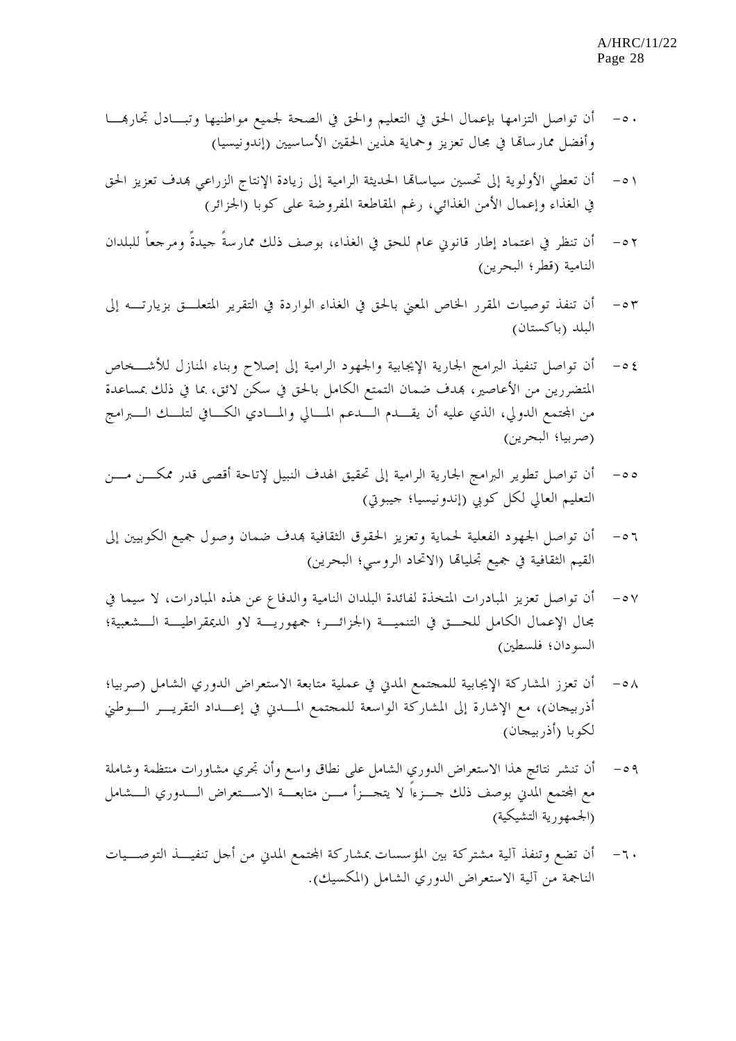٥٠- أن تواصل التزامها بإعمال الحق في التعليم والحق في الصحة لجميع مواطنيها وتبادل تجاربها وأفضل ممارساتها في مجال تعزيز وحماية هذين الحقين الأساسيين (إندونيسيا)

٥١- أن تعطي الأولوية إلى تحسين سياساتها الحديثة الرامية إلى زيادة الإنتاج الزراعي بهدف تعزيز الحق في الغذاء وإعمال الأمن الغذائي، رغم المقاطعة المفروضة على كوبا (الجزائر)

٥٢- أن تنظر في اعتماد إطار قانوني عام للحق في الغذاء، بوصف ذلك ممارسةً جيدةً ومرجعاً للبلدان النامية (قطر؛ البحرين)

٥٣- أن تنفذ توصيات المقرر الخاص المعني بالحق في الغذاء الواردة في التقرير المتعلق بزيارته إلى البلد (باكستان)

٥٤- أن تواصل تنفيذ البرامج الجارية الإيجابية والجهود الرامية إلى إصلاح وبناء المنازل للأشخاص المتضررين من الأعاصير، بهدف ضمان التمتع الكامل بالحق في سكن لائق، بما في ذلك بمساعدة من المجتمع الدولي، الذي عليه أن يقدم الدعم المالي والمادي الكافي لتلك البرامج (صربيا؛ البحرين)

٥٥- أن تواصل تطوير البرامج الجارية الرامية إلى تحقيق الهدف النبيل لإتاحة أقصى قدر ممكن من التعليم العالي لكل كوبي (إندونيسيا؛ جيبوتي)

٥٦- أن تواصل الجهود الفعلية لحماية وتعزيز الحقوق الثقافية بهدف ضمان وصول جميع الكوبيين إلى القيم الثقافية في جميع تجلياتها (الاتحاد الروسي؛ البحرين)

٥٧- أن تواصل تعزيز المبادرات المتخذة لفائدة البلدان النامية والدفاع عن هذه المبادرات، لا سيما في مجال الإعمال الكامل للحق في التنمية (الجزائر؛ جمهورية لاو الديمقراطية الشعبية؛ السودان؛ فلسطين)

٥٨- أن تعزز المشاركة الإيجابية للمجتمع المدني في عملية متابعة الاستعراض الدوري الشامل (صربيا؛ أذربيجان)، مع الإشارة إلى المشاركة الواسعة للمجتمع المدني في إعداد التقرير الوطني لكوبا (أذربيجان)

٥٩- أن تنشر نتائج هذا الاستعراض الدوري الشامل على نطاق واسع وأن تجري مشاورات منتظمة وشاملة مع المجتمع المدني بوصف ذلك جزءاً لا يتجزأ من متابعة الاستعراض الدوري الشامل (الجمهورية التشيكية)

٦٠- أن تضع وتنفذ آلية مشتركة بين المؤسسات بمشاركة المجتمع المدني من أجل تنفيذ التوصيات الناجمة من آلية الاستعراض الدوري الشامل (المكسيك).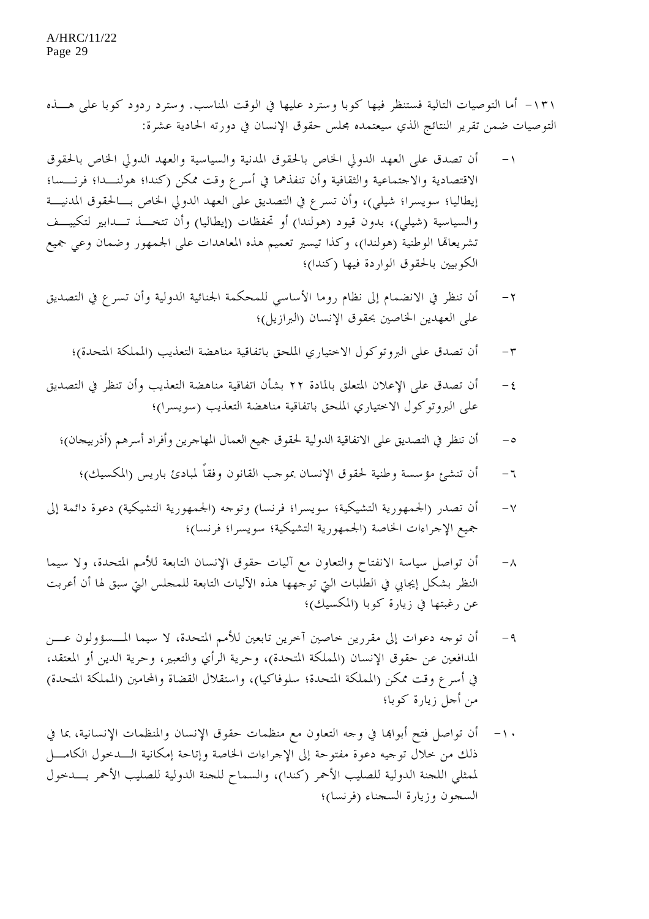١٣١- أما التوصيات التالية فستنظر فيها كوبا وسترد عليها في الوقت المناسب. وسترد ردود كوبا على هذه التوصيات ضمن تقرير النتائج الذي سيعتمده مجلس حقوق الإنسان في دورته الحادية عشرة:

١- أن تصدق على العهد الدولي الخاص بالحقوق المدنية والسياسية والعهد الدولي الخاص بالحقوق الاقتصادية والاجتماعية والثقافية وأن تنفذهما في أسرع وقت ممكن (كندا؛ هولندا؛ فرنسا؛ إيطاليا؛ سويسرا؛ شيلي)، وأن تسرع في التصديق على العهد الدولي الخاص بالحقوق المدنية والسياسية (شيلي)، بدون قيود (هولندا) أو تحفظات (إيطاليا) وأن تتخذ تدابير لتكييف تشريعاتها الوطنية (هولندا)، وكذا تيسير تعميم هذه المعاهدات على الجمهور وضمان وعي جميع الكوبيين بالحقوق الواردة فيها (كندا)؛

٢- أن تنظر في الانضمام إلى نظام روما الأساسي للمحكمة الجنائية الدولية وأن تسرع في التصديق على العهدين الخاصين بحقوق الإنسان (البرازيل)؛

٣- أن تصدق على البروتوكول الاختياري الملحق باتفاقية مناهضة التعذيب (المملكة المتحدة)؛

٤- أن تصدق على الإعلان المتعلق بالمادة ٢٢ بشأن اتفاقية مناهضة التعذيب وأن تنظر في التصديق على البروتوكول الاختياري الملحق باتفاقية مناهضة التعذيب (سويسرا)؛

٥- أن تنظر في التصديق على الاتفاقية الدولية لحقوق جميع العمال المهاجرين وأفراد أسرهم (أذربيجان)؛

٦- أن تنشئ مؤسسة وطنية لحقوق الإنسان بموجب القانون وفقاً لمبادئ باريس (المكسيك)؛

٧- أن تصدر (الجمهورية التشيكية؛ سويسرا؛ فرنسا) وتوجه (الجمهورية التشيكية) دعوة دائمة إلى جميع الإجراءات الخاصة (الجمهورية التشيكية؛ سويسرا؛ فرنسا)؛

٨- أن تواصل سياسة الانفتاح والتعاون مع آليات حقوق الإنسان التابعة للأمم المتحدة، ولا سيما النظر بشكل إيجابي في الطلبات التي توجهها هذه الآليات التابعة للمجلس التي سبق لها أن أعربت عن رغبتها في زيارة كوبا (المكسيك)؛

٩- أن توجه دعوات إلى مقررين خاصين آخرين تابعين للأمم المتحدة، لا سيما المسؤولون عن المدافعين عن حقوق الإنسان (المملكة المتحدة)، وحرية الرأي والتعبير، وحرية الدين أو المعتقد، في أسرع وقت ممكن (المملكة المتحدة؛ سلوفاكيا)، واستقلال القضاة والمحامين (المملكة المتحدة) من أجل زيارة كوبا؛

١٠- أن تواصل فتح أبوابها في وجه التعاون مع منظمات حقوق الإنسان والمنظمات الإنسانية، بما في ذلك من خلال توجيه دعوة مفتوحة إلى الإجراءات الخاصة وإتاحة إمكانية الدخول الكامل لممثلي اللجنة الدولية للصليب الأحمر (كندا)، والسماح للجنة الدولية للصليب الأحمر بدخول السجون وزيارة السجناء (فرنسا)؛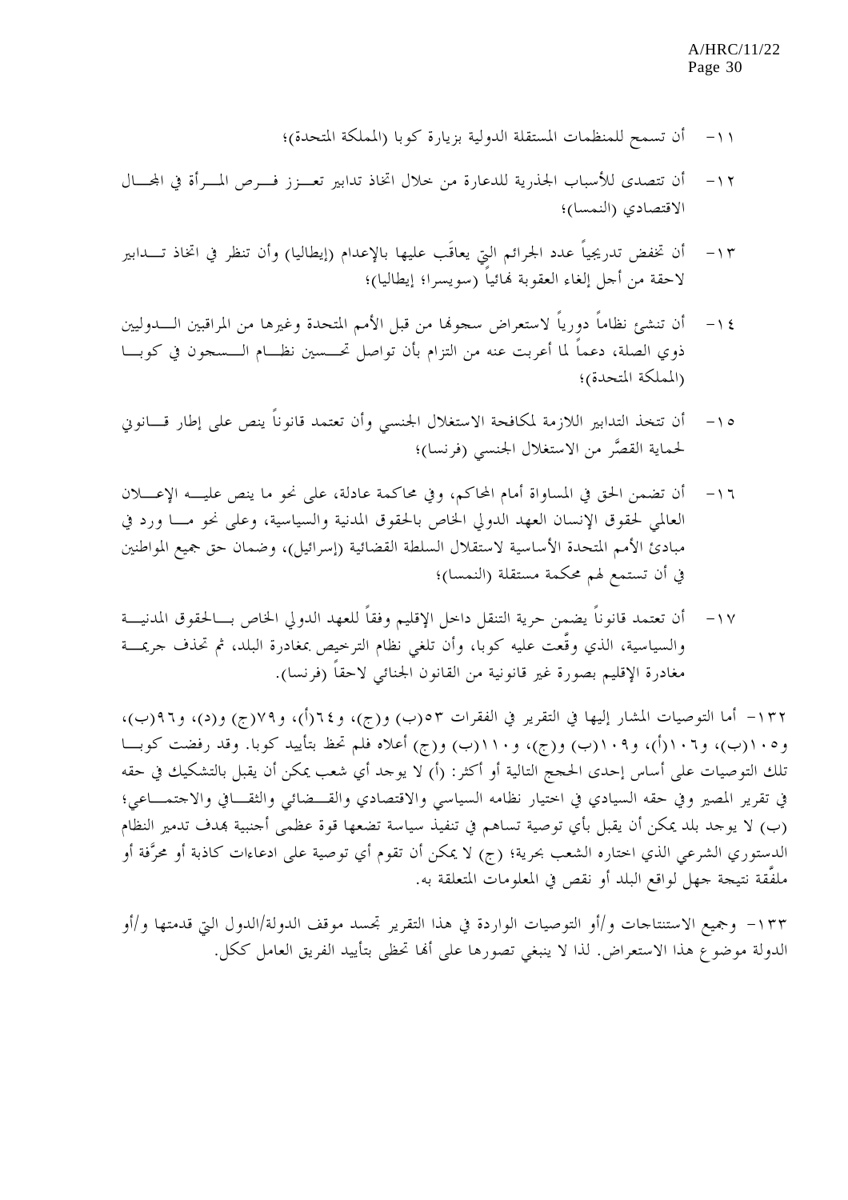١١- أن تسمح للمنظمات المستقلة الدولية بزيارة كوبا (المملكة المتحدة)؛

١٢- أن تتصدى للأسباب الجذرية للدعارة من خلال اتخاذ تدابير تعزز فرص المرأة في المجال الاقتصادي (النمسا)؛

١٣- أن تخفض تدريجياً عدد الجرائم التي يعاقَب عليها بالإعدام (إيطاليا) وأن تنظر في اتخاذ تدابير لاحقة من أجل إلغاء العقوبة نهائياً (سويسرا؛ إيطاليا)؛

١٤- أن تنشئ نظاماً دورياً لاستعراض سجونها من قبل الأمم المتحدة وغيرها من المراقبين الدوليين ذوي الصلة، دعماً لما أعربت عنه من التزام بأن تواصل تحسين نظام السجون في كوبا (المملكة المتحدة)؛

١٥- أن تتخذ التدابير اللازمة لمكافحة الاستغلال الجنسي وأن تعتمد قانوناً ينص على إطار قانوني لحماية القصَّر من الاستغلال الجنسي (فرنسا)؛

١٦- أن تضمن الحق في المساواة أمام المحاكم، وفي محاكمة عادلة، على نحو ما ينص عليه الإعلان العالمي لحقوق الإنسان العهد الدولي الخاص بالحقوق المدنية والسياسية، وعلى نحو ما ورد في مبادئ الأمم المتحدة الأساسية لاستقلال السلطة القضائية (إسرائيل)، وضمان حق جميع المواطنين في أن تستمع لهم محكمة مستقلة (النمسا)؛

١٧- أن تعتمد قانوناً يضمن حرية التنقل داخل الإقليم وفقاً للعهد الدولي الخاص بالحقوق المدنية والسياسية، الذي وقَّعت عليه كوبا، وأن تلغي نظام الترخيص بمغادرة البلد، ثم تحذف جريمة مغادرة الإقليم بصورة غير قانونية من القانون الجنائي لاحقاً (فرنسا).

١٣٢- أما التوصيات المشار إليها في التقرير في الفقرات ٥٣(ب) و(ج)، و٦٤(أ)، و٧٩(ج) و(د)، و٩٦(ب)، و١٠٥(ب)، و١٠٦(أ)، و١٠٩(ب) و(ج)، و١١٠(ب) و(ج) أعلاه فلم تحظ بتأييد كوبا. وقد رفضت كوبا تلك التوصيات على أساس إحدى الحجج التالية أو أكثر: (أ) لا يوجد أي شعب يمكن أن يقبل بالتشكيك في حقه في تقرير المصير وفي حقه السيادي في اختيار نظامه السياسي والاقتصادي والقضائي والثقافي والاجتماعي؛ (ب) لا يوجد بلد يمكن أن يقبل بأي توصية تساهم في تنفيذ سياسة تضعها قوة عظمى أجنبية بهدف تدمير النظام الدستوري الشرعي الذي اختاره الشعب بحرية؛ (ج) لا يمكن أن تقوم أي توصية على ادعاءات كاذبة أو محرَّفة أو ملفَّقة نتيجة جهل لواقع البلد أو نقص في المعلومات المتعلقة به.

١٣٣- وجميع الاستنتاجات و/أو التوصيات الواردة في هذا التقرير تجسد موقف الدولة/الدول التي قدمتها و/أو الدولة موضوع هذا الاستعراض. لذا لا ينبغي تصورها على أنها تحظى بتأييد الفريق العامل ككل.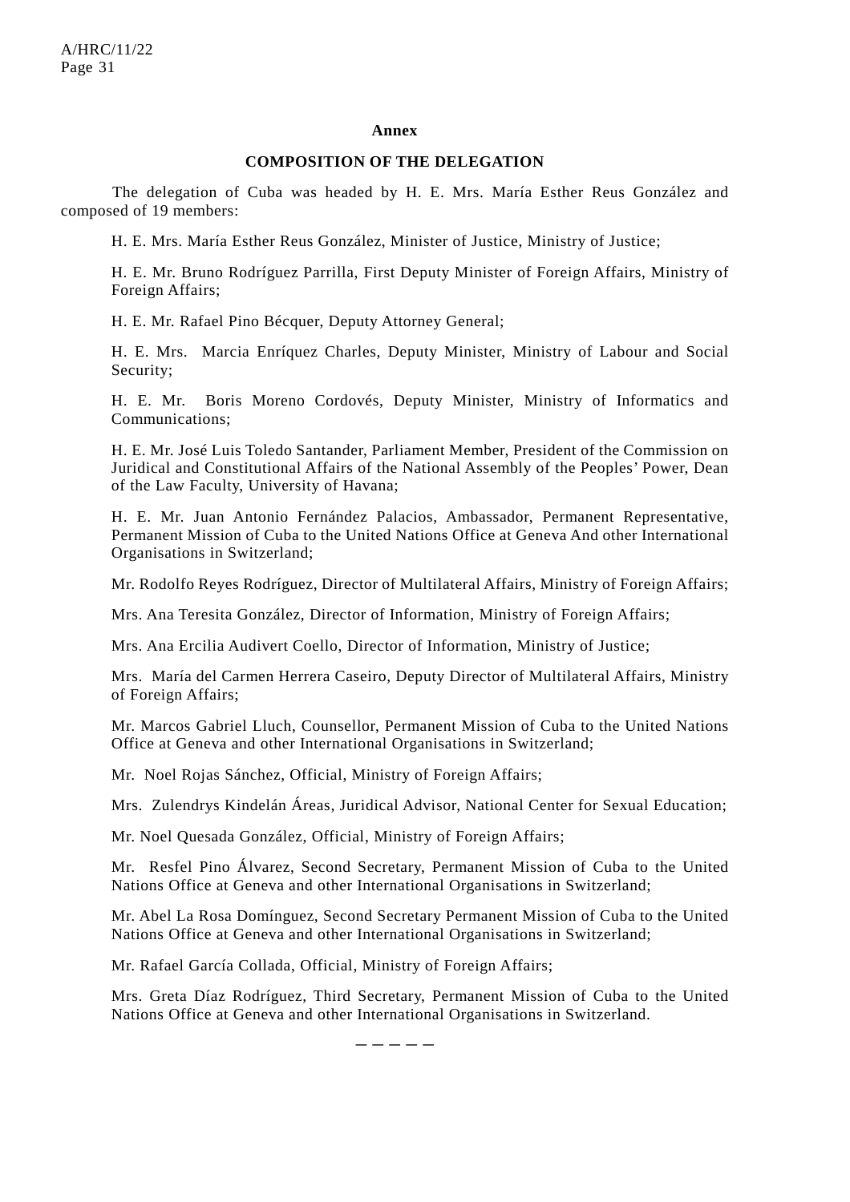## Annex

## COMPOSITION OF THE DELEGATION

The delegation of Cuba was headed by H. E. Mrs. María Esther Reus González and composed of 19 members:

H. E. Mrs. María Esther Reus González, Minister of Justice, Ministry of Justice;

H. E. Mr. Bruno Rodríguez Parrilla, First Deputy Minister of Foreign Affairs, Ministry of Foreign Affairs;

H. E. Mr. Rafael Pino Bécquer, Deputy Attorney General;

H. E. Mrs. Marcia Enríquez Charles, Deputy Minister, Ministry of Labour and Social Security;

H. E. Mr. Boris Moreno Cordovés, Deputy Minister, Ministry of Informatics and Communications;

H. E. Mr. José Luis Toledo Santander, Parliament Member, President of the Commission on Juridical and Constitutional Affairs of the National Assembly of the Peoples' Power, Dean of the Law Faculty, University of Havana;

H. E. Mr. Juan Antonio Fernández Palacios, Ambassador, Permanent Representative, Permanent Mission of Cuba to the United Nations Office at Geneva And other International Organisations in Switzerland;

Mr. Rodolfo Reyes Rodríguez, Director of Multilateral Affairs, Ministry of Foreign Affairs;

Mrs. Ana Teresita González, Director of Information, Ministry of Foreign Affairs;

Mrs. Ana Ercilia Audivert Coello, Director of Information, Ministry of Justice;

Mrs. María del Carmen Herrera Caseiro, Deputy Director of Multilateral Affairs, Ministry of Foreign Affairs;

Mr. Marcos Gabriel Lluch, Counsellor, Permanent Mission of Cuba to the United Nations Office at Geneva and other International Organisations in Switzerland;

Mr. Noel Rojas Sánchez, Official, Ministry of Foreign Affairs;

Mrs. Zulendrys Kindelán Áreas, Juridical Advisor, National Center for Sexual Education;

Mr. Noel Quesada González, Official, Ministry of Foreign Affairs;

Mr. Resfel Pino Álvarez, Second Secretary, Permanent Mission of Cuba to the United Nations Office at Geneva and other International Organisations in Switzerland;

Mr. Abel La Rosa Domínguez, Second Secretary Permanent Mission of Cuba to the United Nations Office at Geneva and other International Organisations in Switzerland;

Mr. Rafael García Collada, Official, Ministry of Foreign Affairs;

Mrs. Greta Díaz Rodríguez, Third Secretary, Permanent Mission of Cuba to the United Nations Office at Geneva and other International Organisations in Switzerland.

\- - - - -